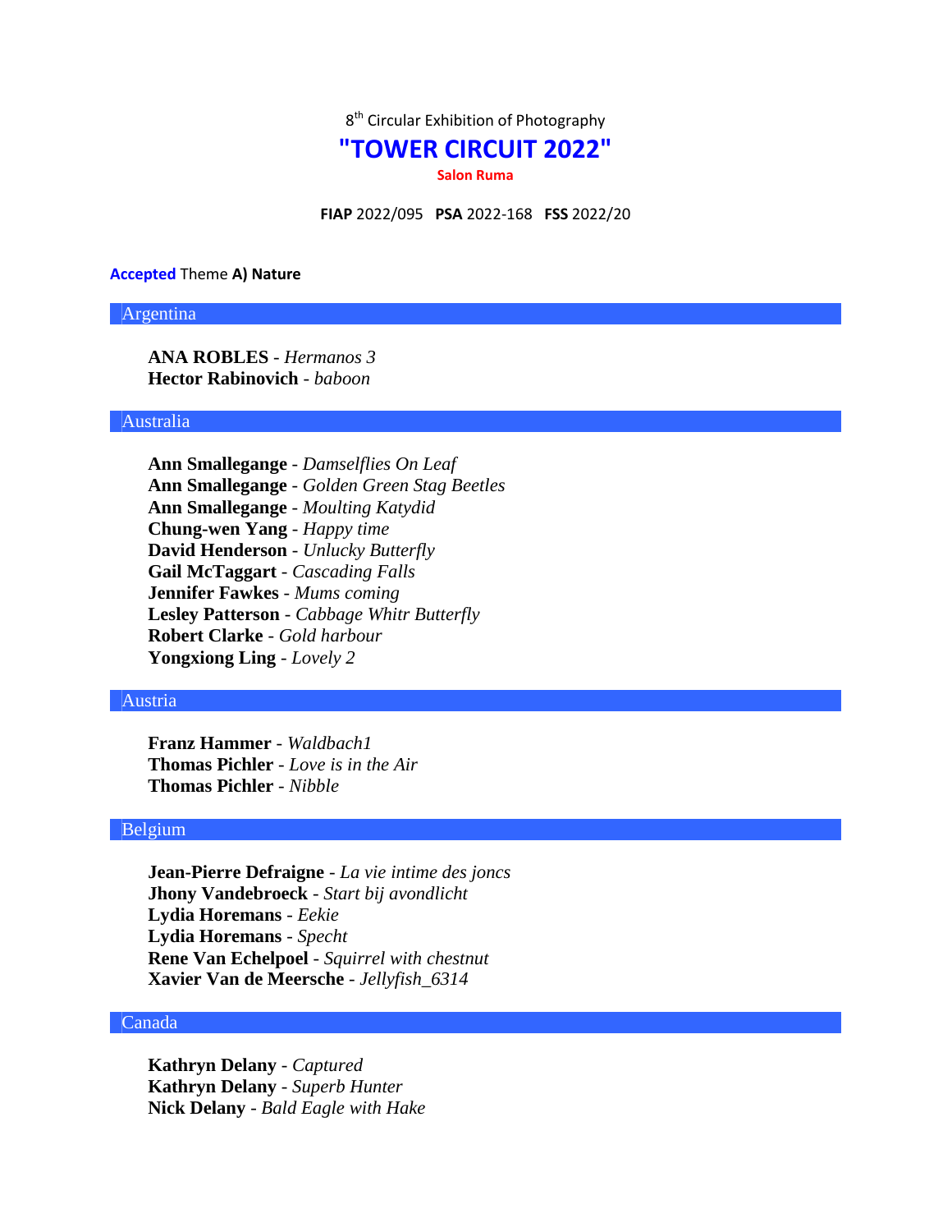8th Circular Exhibition of Photography

# "TOWER CIRCUIT 2022"

**Salon Ruma**

**FIAP** 2022/095 **PSA** 2022-168 **FSS** 2022/20

**Accepted** Theme **A) Nature**

## Argentina

**ANA ROBLES** - *Hermanos 3*
**Hector Rabinovich** - *baboon*

## Australia

**Ann Smallegange** - *Damselflies On Leaf*
**Ann Smallegange** - *Golden Green Stag Beetles*
**Ann Smallegange** - *Moulting Katydid*
**Chung-wen Yang** - *Happy time*
**David Henderson** - *Unlucky Butterfly*
**Gail McTaggart** - *Cascading Falls*
**Jennifer Fawkes** - *Mums coming*
**Lesley Patterson** - *Cabbage Whitr Butterfly*
**Robert Clarke** - *Gold harbour*
**Yongxiong Ling** - *Lovely 2*

## Austria

**Franz Hammer** - *Waldbach1*
**Thomas Pichler** - *Love is in the Air*
**Thomas Pichler** - *Nibble*

## Belgium

**Jean-Pierre Defraigne** - *La vie intime des joncs*
**Jhony Vandebroeck** - *Start bij avondlicht*
**Lydia Horemans** - *Eekie*
**Lydia Horemans** - *Specht*
**Rene Van Echelpoel** - *Squirrel with chestnut*
**Xavier Van de Meersche** - *Jellyfish_6314*

## Canada

**Kathryn Delany** - *Captured*
**Kathryn Delany** - *Superb Hunter*
**Nick Delany** - *Bald Eagle with Hake*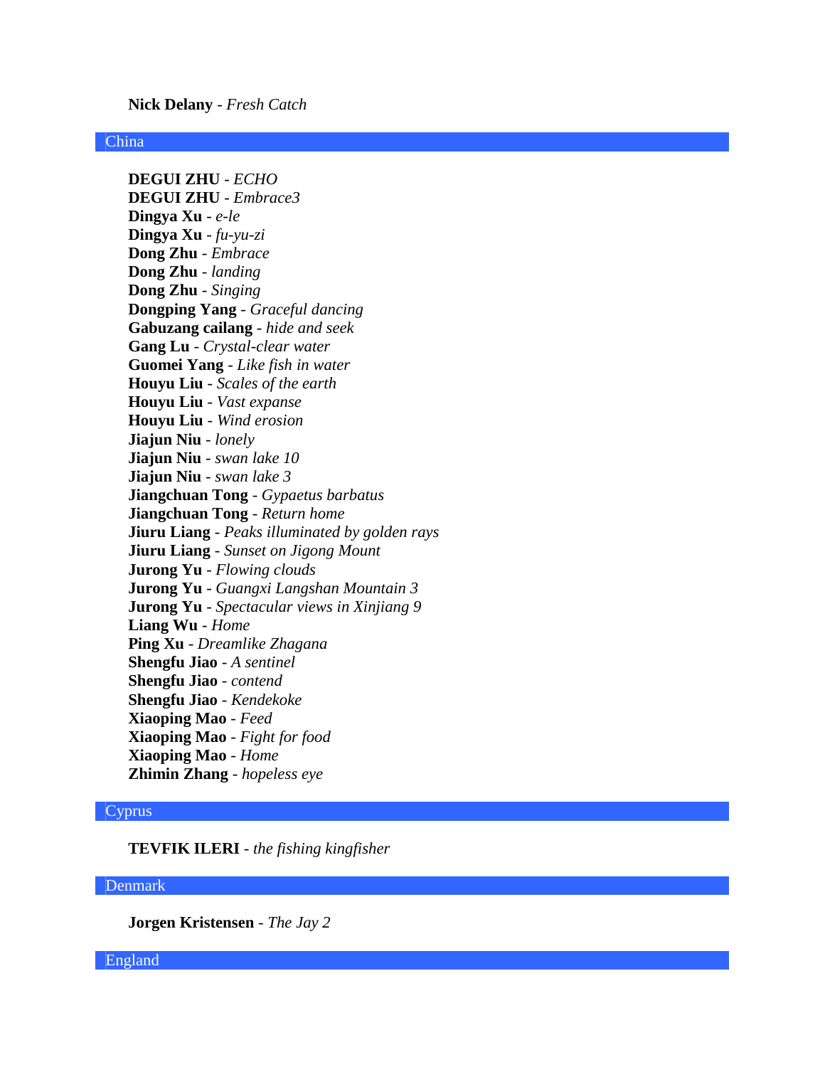**Nick Delany** - *Fresh Catch*

## China

**DEGUI ZHU** - *ECHO*
**DEGUI ZHU** - *Embrace3*
**Dingya Xu** - *e-le*
**Dingya Xu** - *fu-yu-zi*
**Dong Zhu** - *Embrace*
**Dong Zhu** - *landing*
**Dong Zhu** - *Singing*
**Dongping Yang** - *Graceful dancing*
**Gabuzang cailang** - *hide and seek*
**Gang Lu** - *Crystal-clear water*
**Guomei Yang** - *Like fish in water*
**Houyu Liu** - *Scales of the earth*
**Houyu Liu** - *Vast expanse*
**Houyu Liu** - *Wind erosion*
**Jiajun Niu** - *lonely*
**Jiajun Niu** - *swan lake 10*
**Jiajun Niu** - *swan lake 3*
**Jiangchuan Tong** - *Gypaetus barbatus*
**Jiangchuan Tong** - *Return home*
**Jiuru Liang** - *Peaks illuminated by golden rays*
**Jiuru Liang** - *Sunset on Jigong Mount*
**Jurong Yu** - *Flowing clouds*
**Jurong Yu** - *Guangxi Langshan Mountain 3*
**Jurong Yu** - *Spectacular views in Xinjiang 9*
**Liang Wu** - *Home*
**Ping Xu** - *Dreamlike Zhagana*
**Shengfu Jiao** - *A sentinel*
**Shengfu Jiao** - *contend*
**Shengfu Jiao** - *Kendekoke*
**Xiaoping Mao** - *Feed*
**Xiaoping Mao** - *Fight for food*
**Xiaoping Mao** - *Home*
**Zhimin Zhang** - *hopeless eye*

## Cyprus

**TEVFIK ILERI** - *the fishing kingfisher*

## Denmark

**Jorgen Kristensen** - *The Jay 2*

## England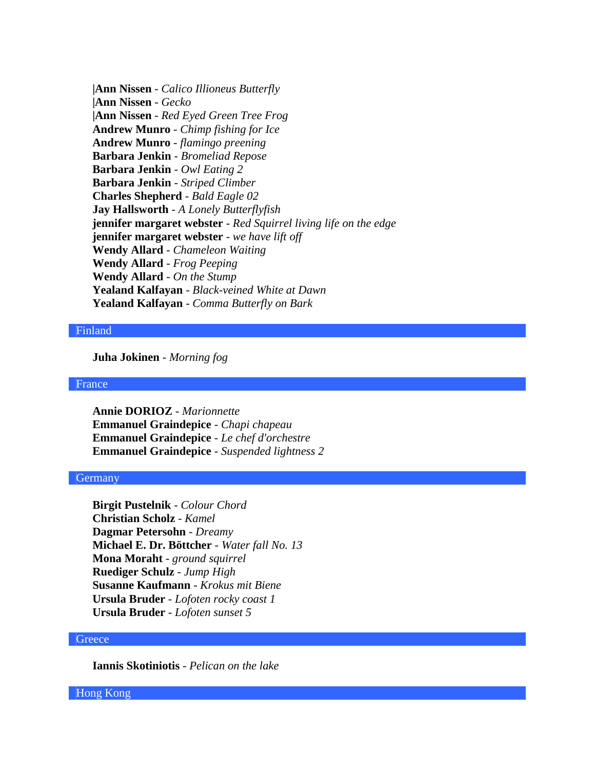|**Ann Nissen** - *Calico Illioneus Butterfly*
|**Ann Nissen** - *Gecko*
|**Ann Nissen** - *Red Eyed Green Tree Frog*
**Andrew Munro** - *Chimp fishing for Ice*
**Andrew Munro** - *flamingo preening*
**Barbara Jenkin** - *Bromeliad Repose*
**Barbara Jenkin** - *Owl Eating 2*
**Barbara Jenkin** - *Striped Climber*
**Charles Shepherd** - *Bald Eagle 02*
**Jay Hallsworth** - *A Lonely Butterflyfish*
**jennifer margaret webster** - *Red Squirrel living life on the edge*
**jennifer margaret webster** - *we have lift off*
**Wendy Allard** - *Chameleon Waiting*
**Wendy Allard** - *Frog Peeping*
**Wendy Allard** - *On the Stump*
**Yealand Kalfayan** - *Black-veined White at Dawn*
**Yealand Kalfayan** - *Comma Butterfly on Bark*

## Finland

**Juha Jokinen** - *Morning fog*

## France

**Annie DORIOZ** - *Marionnette*
**Emmanuel Graindepice** - *Chapi chapeau*
**Emmanuel Graindepice** - *Le chef d'orchestre*
**Emmanuel Graindepice** - *Suspended lightness 2*

## Germany

**Birgit Pustelnik** - *Colour Chord*
**Christian Scholz** - *Kamel*
**Dagmar Petersohn** - *Dreamy*
**Michael E. Dr. Böttcher** - *Water fall No. 13*
**Mona Moraht** - *ground squirrel*
**Ruediger Schulz** - *Jump High*
**Susanne Kaufmann** - *Krokus mit Biene*
**Ursula Bruder** - *Lofoten rocky coast 1*
**Ursula Bruder** - *Lofoten sunset 5*

## Greece

**Iannis Skotiniotis** - *Pelican on the lake*

## Hong Kong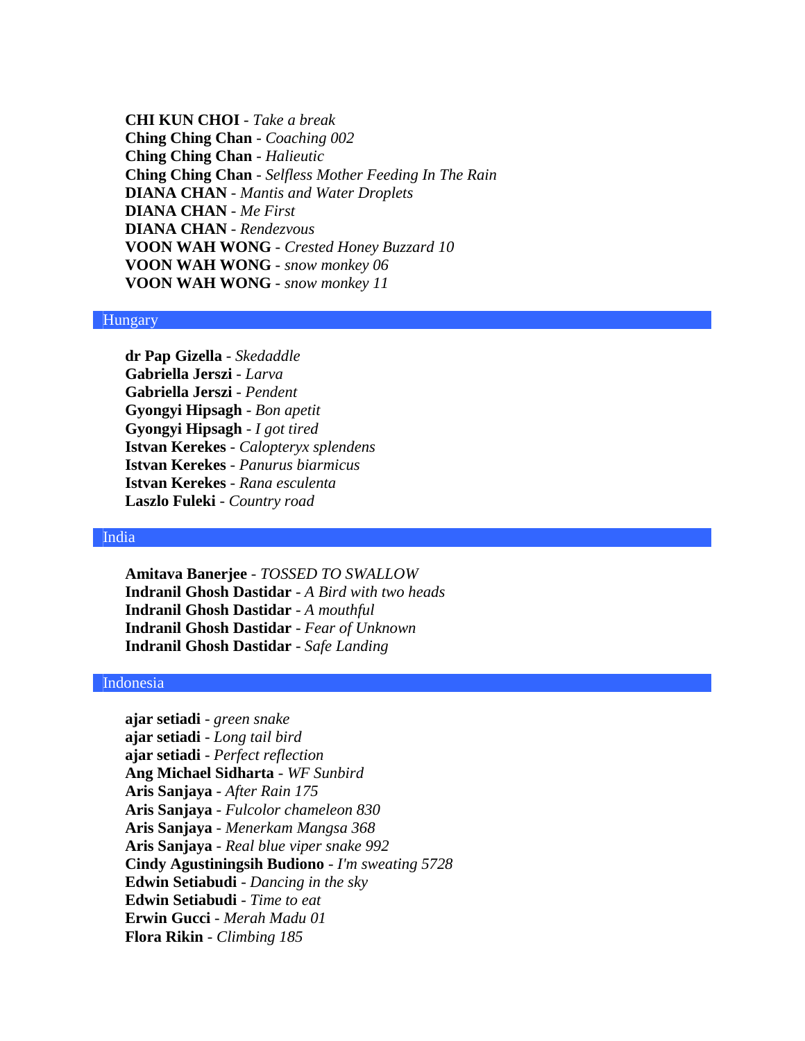**CHI KUN CHOI** - *Take a break*
**Ching Ching Chan** - *Coaching 002*
**Ching Ching Chan** - *Halieutic*
**Ching Ching Chan** - *Selfless Mother Feeding In The Rain*
**DIANA CHAN** - *Mantis and Water Droplets*
**DIANA CHAN** - *Me First*
**DIANA CHAN** - *Rendezvous*
**VOON WAH WONG** - *Crested Honey Buzzard 10*
**VOON WAH WONG** - *snow monkey 06*
**VOON WAH WONG** - *snow monkey 11*

## Hungary

**dr Pap Gizella** - *Skedaddle*
**Gabriella Jerszi** - *Larva*
**Gabriella Jerszi** - *Pendent*
**Gyongyi Hipsagh** - *Bon apetit*
**Gyongyi Hipsagh** - *I got tired*
**Istvan Kerekes** - *Calopteryx splendens*
**Istvan Kerekes** - *Panurus biarmicus*
**Istvan Kerekes** - *Rana esculenta*
**Laszlo Fuleki** - *Country road*

## India

**Amitava Banerjee** - *TOSSED TO SWALLOW*
**Indranil Ghosh Dastidar** - *A Bird with two heads*
**Indranil Ghosh Dastidar** - *A mouthful*
**Indranil Ghosh Dastidar** - *Fear of Unknown*
**Indranil Ghosh Dastidar** - *Safe Landing*

## Indonesia

**ajar setiadi** - *green snake*
**ajar setiadi** - *Long tail bird*
**ajar setiadi** - *Perfect reflection*
**Ang Michael Sidharta** - *WF Sunbird*
**Aris Sanjaya** - *After Rain 175*
**Aris Sanjaya** - *Fulcolor chameleon 830*
**Aris Sanjaya** - *Menerkam Mangsa 368*
**Aris Sanjaya** - *Real blue viper snake 992*
**Cindy Agustiningsih Budiono** - *I'm sweating 5728*
**Edwin Setiabudi** - *Dancing in the sky*
**Edwin Setiabudi** - *Time to eat*
**Erwin Gucci** - *Merah Madu 01*
**Flora Rikin** - *Climbing 185*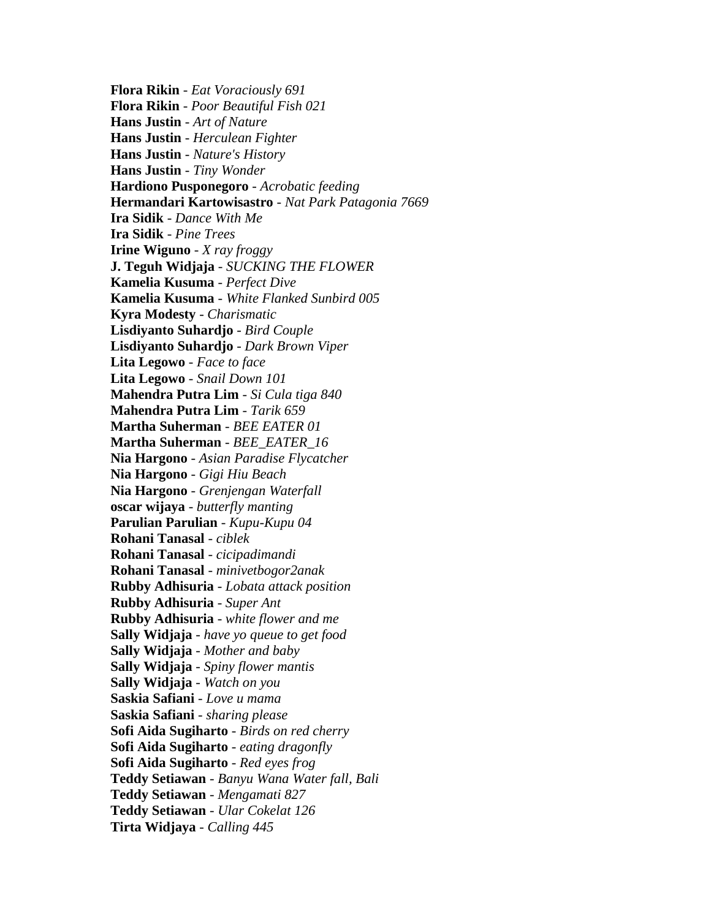**Flora Rikin** - *Eat Voraciously 691*
**Flora Rikin** - *Poor Beautiful Fish 021*
**Hans Justin** - *Art of Nature*
**Hans Justin** - *Herculean Fighter*
**Hans Justin** - *Nature's History*
**Hans Justin** - *Tiny Wonder*
**Hardiono Pusponegoro** - *Acrobatic feeding*
**Hermandari Kartowisastro** - *Nat Park Patagonia 7669*
**Ira Sidik** - *Dance With Me*
**Ira Sidik** - *Pine Trees*
**Irine Wiguno** - *X ray froggy*
**J. Teguh Widjaja** - *SUCKING THE FLOWER*
**Kamelia Kusuma** - *Perfect Dive*
**Kamelia Kusuma** - *White Flanked Sunbird 005*
**Kyra Modesty** - *Charismatic*
**Lisdiyanto Suhardjo** - *Bird Couple*
**Lisdiyanto Suhardjo** - *Dark Brown Viper*
**Lita Legowo** - *Face to face*
**Lita Legowo** - *Snail Down 101*
**Mahendra Putra Lim** - *Si Cula tiga 840*
**Mahendra Putra Lim** - *Tarik 659*
**Martha Suherman** - *BEE EATER 01*
**Martha Suherman** - *BEE_EATER_16*
**Nia Hargono** - *Asian Paradise Flycatcher*
**Nia Hargono** - *Gigi Hiu Beach*
**Nia Hargono** - *Grenjengan Waterfall*
**oscar wijaya** - *butterfly manting*
**Parulian Parulian** - *Kupu-Kupu 04*
**Rohani Tanasal** - *ciblek*
**Rohani Tanasal** - *cicipadimandi*
**Rohani Tanasal** - *minivetbogor2anak*
**Rubby Adhisuria** - *Lobata attack position*
**Rubby Adhisuria** - *Super Ant*
**Rubby Adhisuria** - *white flower and me*
**Sally Widjaja** - *have yo queue to get food*
**Sally Widjaja** - *Mother and baby*
**Sally Widjaja** - *Spiny flower mantis*
**Sally Widjaja** - *Watch on you*
**Saskia Safiani** - *Love u mama*
**Saskia Safiani** - *sharing please*
**Sofi Aida Sugiharto** - *Birds on red cherry*
**Sofi Aida Sugiharto** - *eating dragonfly*
**Sofi Aida Sugiharto** - *Red eyes frog*
**Teddy Setiawan** - *Banyu Wana Water fall, Bali*
**Teddy Setiawan** - *Mengamati 827*
**Teddy Setiawan** - *Ular Cokelat 126*
**Tirta Widjaya** - *Calling 445*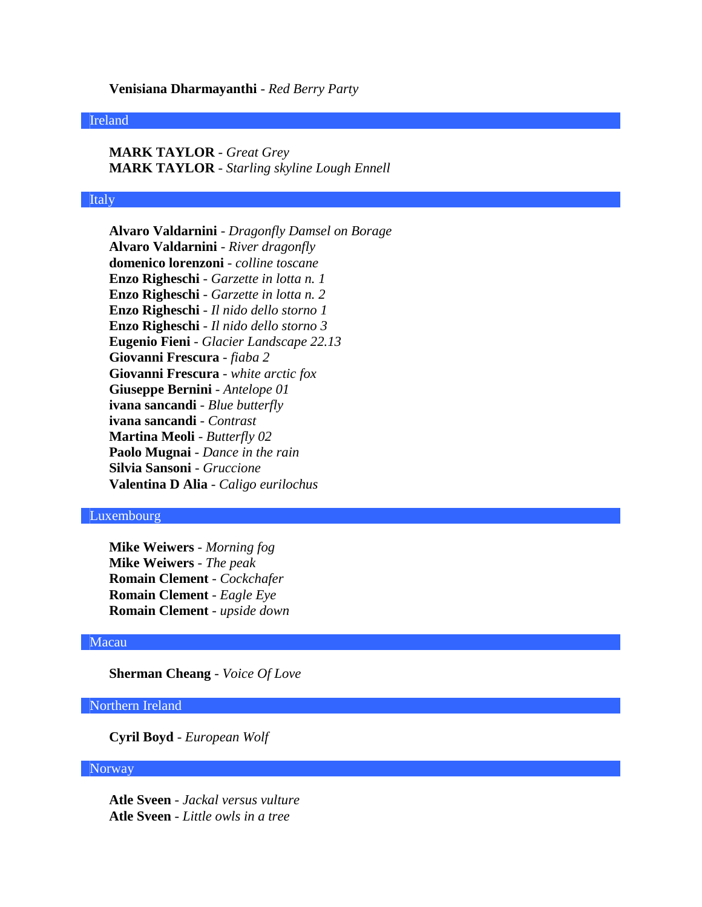**Venisiana Dharmayanthi** - *Red Berry Party*

## Ireland

**MARK TAYLOR** - *Great Grey*
**MARK TAYLOR** - *Starling skyline Lough Ennell*

## Italy

**Alvaro Valdarnini** - *Dragonfly Damsel on Borage*
**Alvaro Valdarnini** - *River dragonfly*
**domenico lorenzoni** - *colline toscane*
**Enzo Righeschi** - *Garzette in lotta n. 1*
**Enzo Righeschi** - *Garzette in lotta n. 2*
**Enzo Righeschi** - *Il nido dello storno 1*
**Enzo Righeschi** - *Il nido dello storno 3*
**Eugenio Fieni** - *Glacier Landscape 22.13*
**Giovanni Frescura** - *fiaba 2*
**Giovanni Frescura** - *white arctic fox*
**Giuseppe Bernini** - *Antelope 01*
**ivana sancandi** - *Blue butterfly*
**ivana sancandi** - *Contrast*
**Martina Meoli** - *Butterfly 02*
**Paolo Mugnai** - *Dance in the rain*
**Silvia Sansoni** - *Gruccione*
**Valentina D Alia** - *Caligo eurilochus*

## Luxembourg

**Mike Weiwers** - *Morning fog*
**Mike Weiwers** - *The peak*
**Romain Clement** - *Cockchafer*
**Romain Clement** - *Eagle Eye*
**Romain Clement** - *upside down*

## Macau

**Sherman Cheang** - *Voice Of Love*

## Northern Ireland

**Cyril Boyd** - *European Wolf*

## Norway

**Atle Sveen** - *Jackal versus vulture*
**Atle Sveen** - *Little owls in a tree*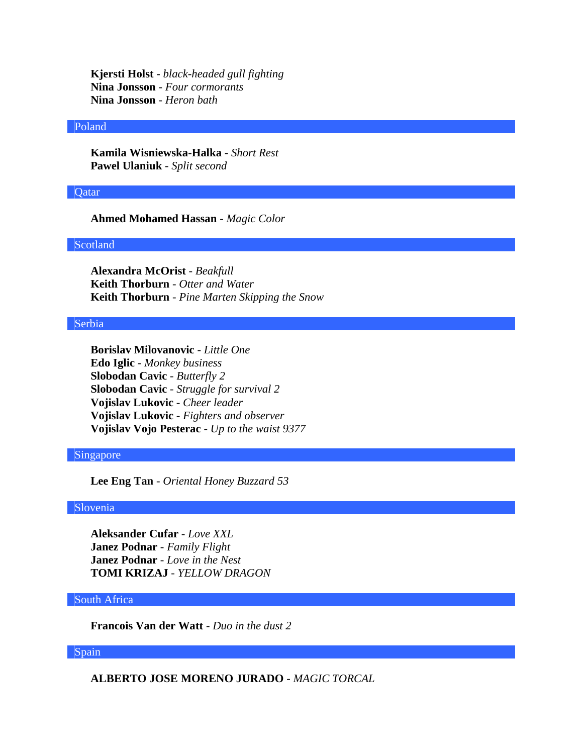**Kjersti Holst** - *black-headed gull fighting*
**Nina Jonsson** - *Four cormorants*
**Nina Jonsson** - *Heron bath*

## Poland

**Kamila Wisniewska-Halka** - *Short Rest*
**Pawel Ulaniuk** - *Split second*

## Qatar

**Ahmed Mohamed Hassan** - *Magic Color*

## Scotland

**Alexandra McOrist** - *Beakfull*
**Keith Thorburn** - *Otter and Water*
**Keith Thorburn** - *Pine Marten Skipping the Snow*

## Serbia

**Borislav Milovanovic** - *Little One*
**Edo Iglic** - *Monkey business*
**Slobodan Cavic** - *Butterfly 2*
**Slobodan Cavic** - *Struggle for survival 2*
**Vojislav Lukovic** - *Cheer leader*
**Vojislav Lukovic** - *Fighters and observer*
**Vojislav Vojo Pesterac** - *Up to the waist 9377*

## Singapore

**Lee Eng Tan** - *Oriental Honey Buzzard 53*

## Slovenia

**Aleksander Cufar** - *Love XXL*
**Janez Podnar** - *Family Flight*
**Janez Podnar** - *Love in the Nest*
**TOMI KRIZAJ** - *YELLOW DRAGON*

## South Africa

**Francois Van der Watt** - *Duo in the dust 2*

## Spain

**ALBERTO JOSE MORENO JURADO** - *MAGIC TORCAL*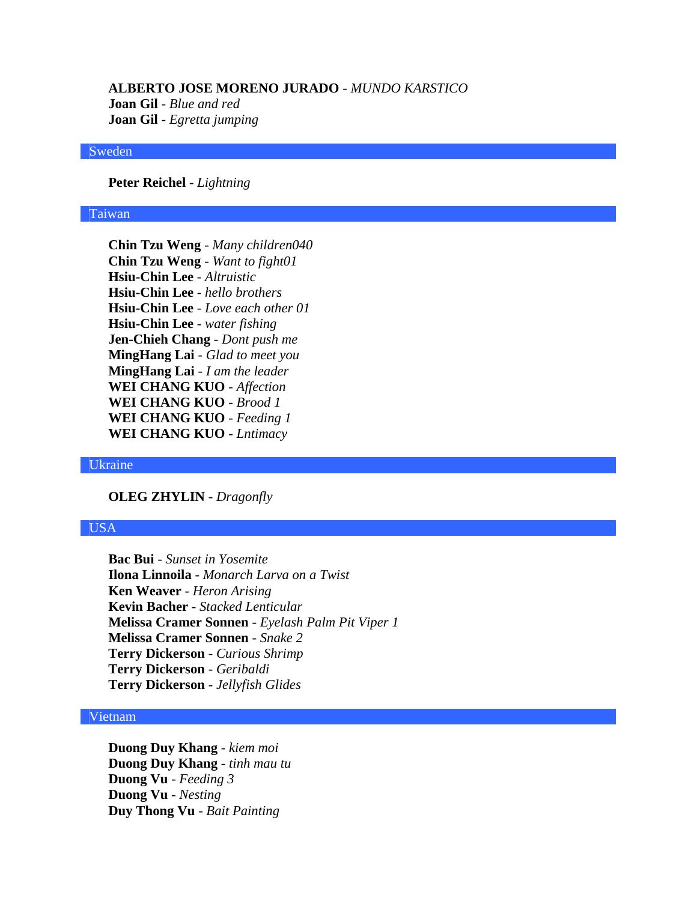**ALBERTO JOSE MORENO JURADO** - *MUNDO KARSTICO*
**Joan Gil** - *Blue and red*
**Joan Gil** - *Egretta jumping*

## Sweden

**Peter Reichel** - *Lightning*

## Taiwan

**Chin Tzu Weng** - *Many children040*
**Chin Tzu Weng** - *Want to fight01*
**Hsiu-Chin Lee** - *Altruistic*
**Hsiu-Chin Lee** - *hello brothers*
**Hsiu-Chin Lee** - *Love each other 01*
**Hsiu-Chin Lee** - *water fishing*
**Jen-Chieh Chang** - *Dont push me*
**MingHang Lai** - *Glad to meet you*
**MingHang Lai** - *I am the leader*
**WEI CHANG KUO** - *Affection*
**WEI CHANG KUO** - *Brood 1*
**WEI CHANG KUO** - *Feeding 1*
**WEI CHANG KUO** - *Lntimacy*

## Ukraine

**OLEG ZHYLIN** - *Dragonfly*

## USA

**Bac Bui** - *Sunset in Yosemite*
**Ilona Linnoila** - *Monarch Larva on a Twist*
**Ken Weaver** - *Heron Arising*
**Kevin Bacher** - *Stacked Lenticular*
**Melissa Cramer Sonnen** - *Eyelash Palm Pit Viper 1*
**Melissa Cramer Sonnen** - *Snake 2*
**Terry Dickerson** - *Curious Shrimp*
**Terry Dickerson** - *Geribaldi*
**Terry Dickerson** - *Jellyfish Glides*

## Vietnam

**Duong Duy Khang** - *kiem moi*
**Duong Duy Khang** - *tinh mau tu*
**Duong Vu** - *Feeding 3*
**Duong Vu** - *Nesting*
**Duy Thong Vu** - *Bait Painting*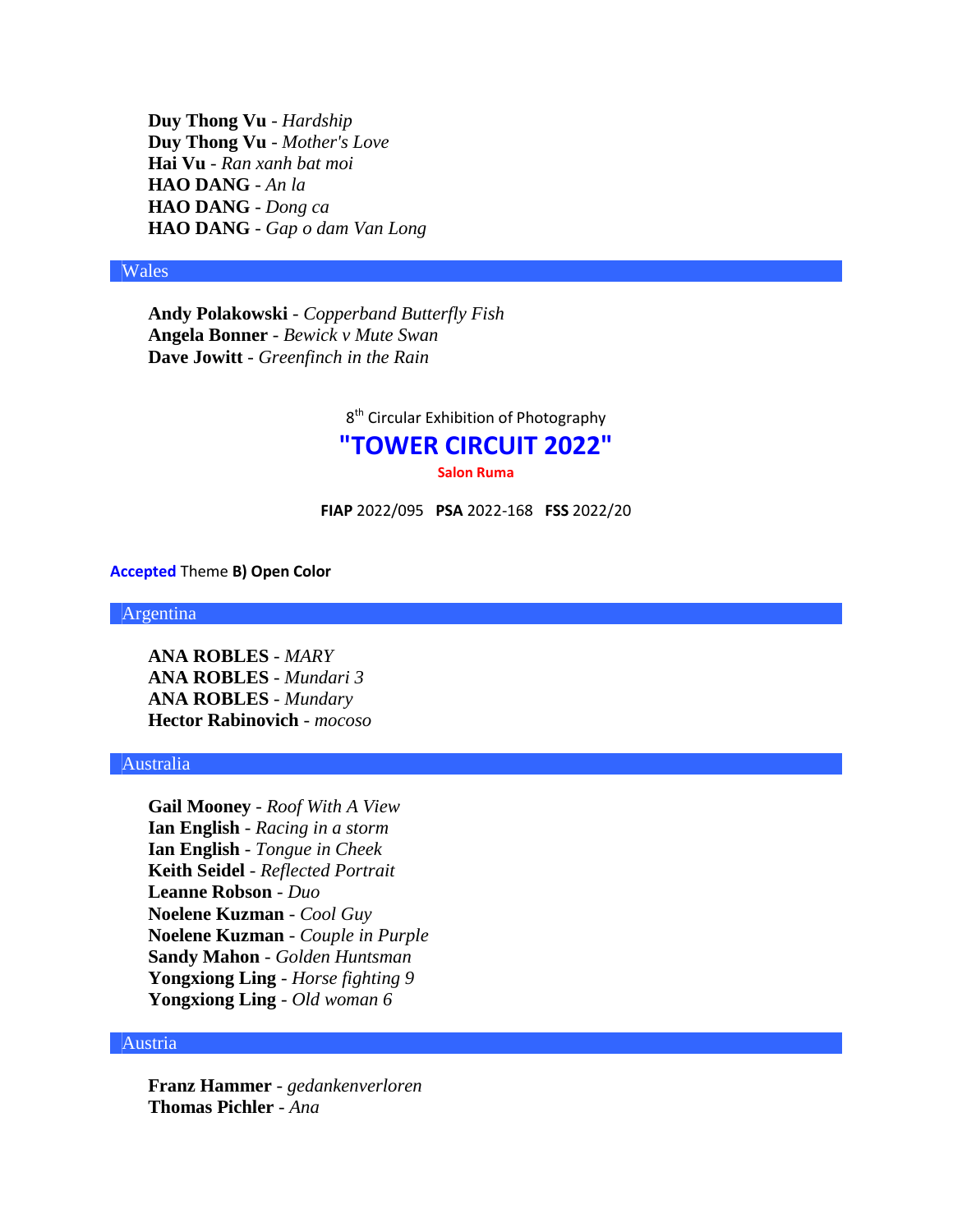**Duy Thong Vu** - *Hardship*
**Duy Thong Vu** - *Mother's Love*
**Hai Vu** - *Ran xanh bat moi*
**HAO DANG** - *An la*
**HAO DANG** - *Dong ca*
**HAO DANG** - *Gap o dam Van Long*

## Wales

**Andy Polakowski** - *Copperband Butterfly Fish*
**Angela Bonner** - *Bewick v Mute Swan*
**Dave Jowitt** - *Greenfinch in the Rain*

8th Circular Exhibition of Photography

# "TOWER CIRCUIT 2022"

**Salon Ruma**

**FIAP** 2022/095 **PSA** 2022-168 **FSS** 2022/20

**Accepted** Theme **B) Open Color**

## Argentina

**ANA ROBLES** - *MARY*
**ANA ROBLES** - *Mundari 3*
**ANA ROBLES** - *Mundary*
**Hector Rabinovich** - *mocoso*

## Australia

**Gail Mooney** - *Roof With A View*
**Ian English** - *Racing in a storm*
**Ian English** - *Tongue in Cheek*
**Keith Seidel** - *Reflected Portrait*
**Leanne Robson** - *Duo*
**Noelene Kuzman** - *Cool Guy*
**Noelene Kuzman** - *Couple in Purple*
**Sandy Mahon** - *Golden Huntsman*
**Yongxiong Ling** - *Horse fighting 9*
**Yongxiong Ling** - *Old woman 6*

## Austria

**Franz Hammer** - *gedankenverloren*
**Thomas Pichler** - *Ana*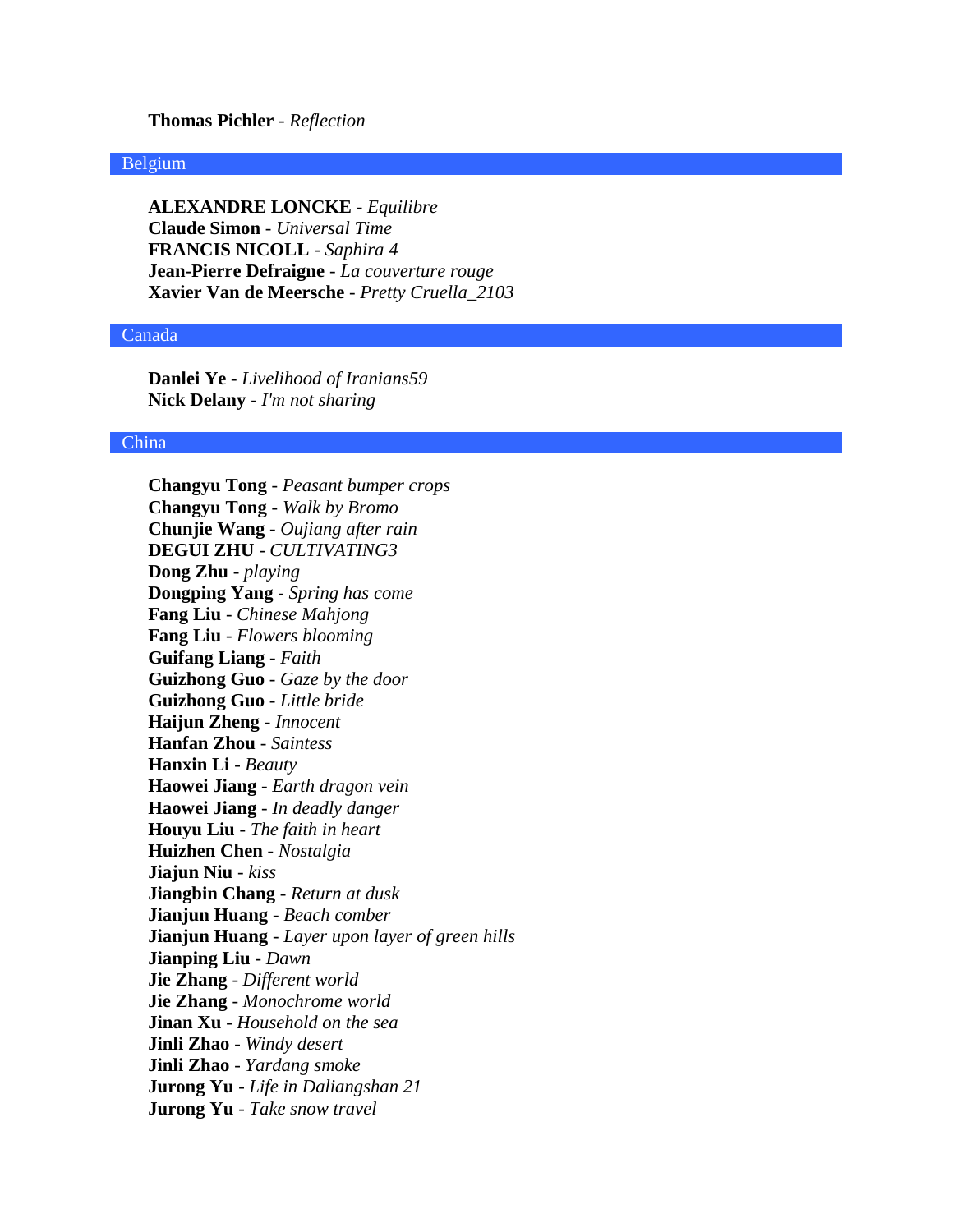**Thomas Pichler** - *Reflection*

## Belgium

**ALEXANDRE LONCKE** - *Equilibre*
**Claude Simon** - *Universal Time*
**FRANCIS NICOLL** - *Saphira 4*
**Jean-Pierre Defraigne** - *La couverture rouge*
**Xavier Van de Meersche** - *Pretty Cruella_2103*

## Canada

**Danlei Ye** - *Livelihood of Iranians59*
**Nick Delany** - *I'm not sharing*

## China

**Changyu Tong** - *Peasant bumper crops*
**Changyu Tong** - *Walk by Bromo*
**Chunjie Wang** - *Oujiang after rain*
**DEGUI ZHU** - *CULTIVATING3*
**Dong Zhu** - *playing*
**Dongping Yang** - *Spring has come*
**Fang Liu** - *Chinese Mahjong*
**Fang Liu** - *Flowers blooming*
**Guifang Liang** - *Faith*
**Guizhong Guo** - *Gaze by the door*
**Guizhong Guo** - *Little bride*
**Haijun Zheng** - *Innocent*
**Hanfan Zhou** - *Saintess*
**Hanxin Li** - *Beauty*
**Haowei Jiang** - *Earth dragon vein*
**Haowei Jiang** - *In deadly danger*
**Houyu Liu** - *The faith in heart*
**Huizhen Chen** - *Nostalgia*
**Jiajun Niu** - *kiss*
**Jiangbin Chang** - *Return at dusk*
**Jianjun Huang** - *Beach comber*
**Jianjun Huang** - *Layer upon layer of green hills*
**Jianping Liu** - *Dawn*
**Jie Zhang** - *Different world*
**Jie Zhang** - *Monochrome world*
**Jinan Xu** - *Household on the sea*
**Jinli Zhao** - *Windy desert*
**Jinli Zhao** - *Yardang smoke*
**Jurong Yu** - *Life in Daliangshan 21*
**Jurong Yu** - *Take snow travel*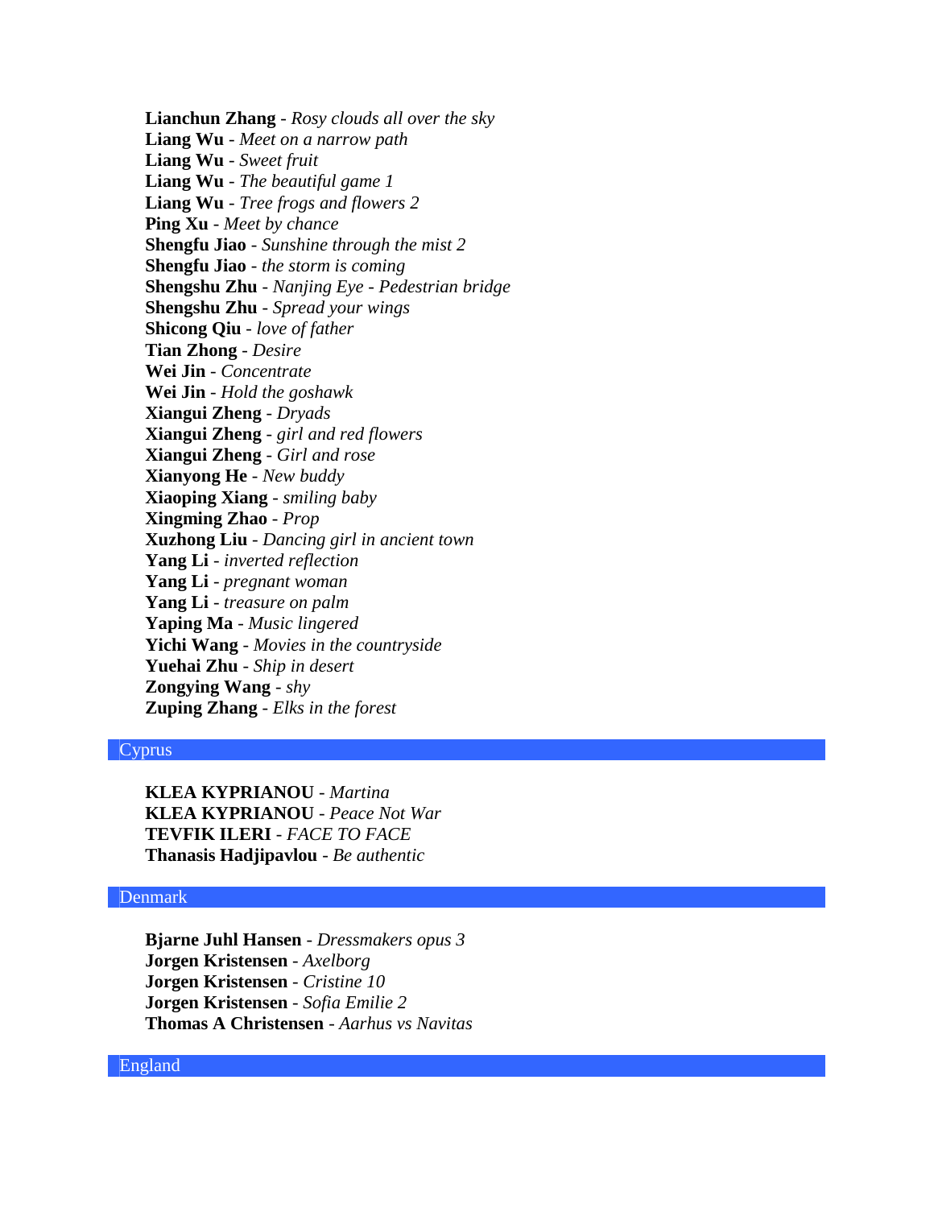**Lianchun Zhang** - *Rosy clouds all over the sky*
**Liang Wu** - *Meet on a narrow path*
**Liang Wu** - *Sweet fruit*
**Liang Wu** - *The beautiful game 1*
**Liang Wu** - *Tree frogs and flowers 2*
**Ping Xu** - *Meet by chance*
**Shengfu Jiao** - *Sunshine through the mist 2*
**Shengfu Jiao** - *the storm is coming*
**Shengshu Zhu** - *Nanjing Eye - Pedestrian bridge*
**Shengshu Zhu** - *Spread your wings*
**Shicong Qiu** - *love of father*
**Tian Zhong** - *Desire*
**Wei Jin** - *Concentrate*
**Wei Jin** - *Hold the goshawk*
**Xiangui Zheng** - *Dryads*
**Xiangui Zheng** - *girl and red flowers*
**Xiangui Zheng** - *Girl and rose*
**Xianyong He** - *New buddy*
**Xiaoping Xiang** - *smiling baby*
**Xingming Zhao** - *Prop*
**Xuzhong Liu** - *Dancing girl in ancient town*
**Yang Li** - *inverted reflection*
**Yang Li** - *pregnant woman*
**Yang Li** - *treasure on palm*
**Yaping Ma** - *Music lingered*
**Yichi Wang** - *Movies in the countryside*
**Yuehai Zhu** - *Ship in desert*
**Zongying Wang** - *shy*
**Zuping Zhang** - *Elks in the forest*

## Cyprus

**KLEA KYPRIANOU** - *Martina*
**KLEA KYPRIANOU** - *Peace Not War*
**TEVFIK ILERI** - *FACE TO FACE*
**Thanasis Hadjipavlou** - *Be authentic*

## Denmark

**Bjarne Juhl Hansen** - *Dressmakers opus 3*
**Jorgen Kristensen** - *Axelborg*
**Jorgen Kristensen** - *Cristine 10*
**Jorgen Kristensen** - *Sofia Emilie 2*
**Thomas A Christensen** - *Aarhus vs Navitas*

## England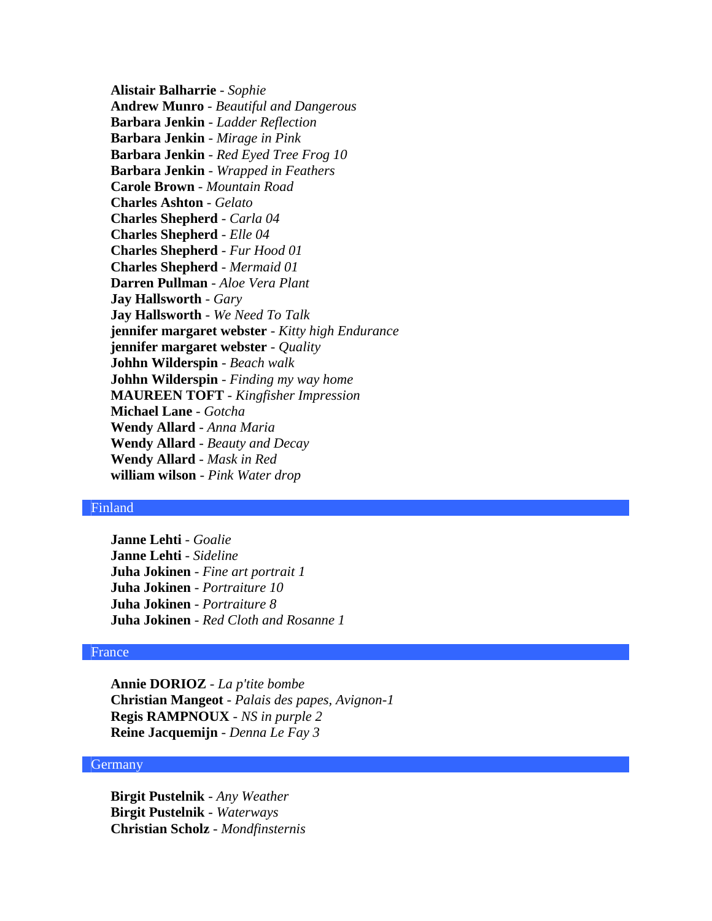**Alistair Balharrie** - *Sophie*
**Andrew Munro** - *Beautiful and Dangerous*
**Barbara Jenkin** - *Ladder Reflection*
**Barbara Jenkin** - *Mirage in Pink*
**Barbara Jenkin** - *Red Eyed Tree Frog 10*
**Barbara Jenkin** - *Wrapped in Feathers*
**Carole Brown** - *Mountain Road*
**Charles Ashton** - *Gelato*
**Charles Shepherd** - *Carla 04*
**Charles Shepherd** - *Elle 04*
**Charles Shepherd** - *Fur Hood 01*
**Charles Shepherd** - *Mermaid 01*
**Darren Pullman** - *Aloe Vera Plant*
**Jay Hallsworth** - *Gary*
**Jay Hallsworth** - *We Need To Talk*
**jennifer margaret webster** - *Kitty high Endurance*
**jennifer margaret webster** - *Quality*
**Johhn Wilderspin** - *Beach walk*
**Johhn Wilderspin** - *Finding my way home*
**MAUREEN TOFT** - *Kingfisher Impression*
**Michael Lane** - *Gotcha*
**Wendy Allard** - *Anna Maria*
**Wendy Allard** - *Beauty and Decay*
**Wendy Allard** - *Mask in Red*
**william wilson** - *Pink Water drop*

## Finland

**Janne Lehti** - *Goalie*
**Janne Lehti** - *Sideline*
**Juha Jokinen** - *Fine art portrait 1*
**Juha Jokinen** - *Portraiture 10*
**Juha Jokinen** - *Portraiture 8*
**Juha Jokinen** - *Red Cloth and Rosanne 1*

## France

**Annie DORIOZ** - *La p'tite bombe*
**Christian Mangeot** - *Palais des papes, Avignon-1*
**Regis RAMPNOUX** - *NS in purple 2*
**Reine Jacquemijn** - *Denna Le Fay 3*

## Germany

**Birgit Pustelnik** - *Any Weather*
**Birgit Pustelnik** - *Waterways*
**Christian Scholz** - *Mondfinsternis*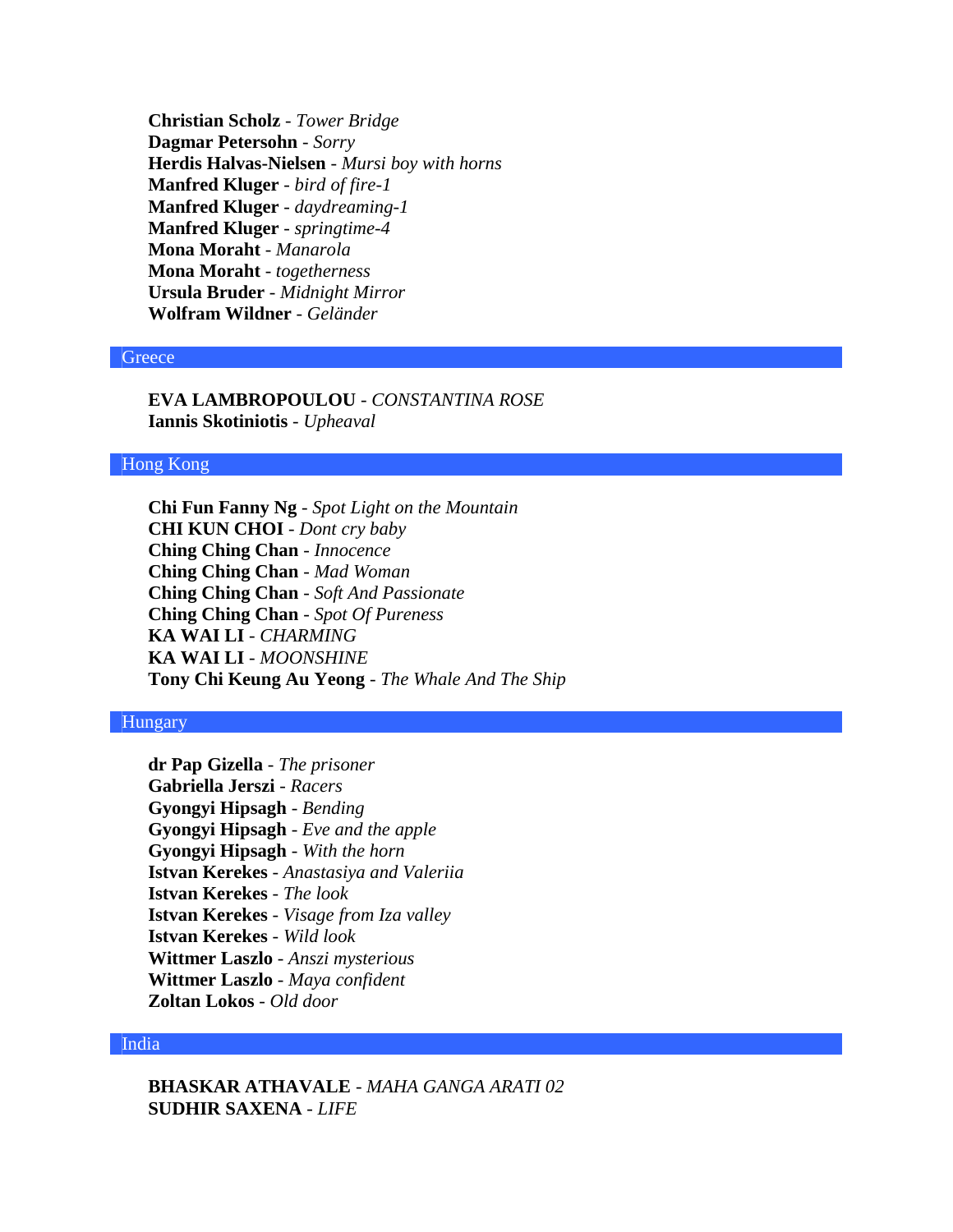**Christian Scholz** - *Tower Bridge*
**Dagmar Petersohn** - *Sorry*
**Herdis Halvas-Nielsen** - *Mursi boy with horns*
**Manfred Kluger** - *bird of fire-1*
**Manfred Kluger** - *daydreaming-1*
**Manfred Kluger** - *springtime-4*
**Mona Moraht** - *Manarola*
**Mona Moraht** - *togetherness*
**Ursula Bruder** - *Midnight Mirror*
**Wolfram Wildner** - *Geländer*

## Greece

**EVA LAMBROPOULOU** - *CONSTANTINA ROSE*
**Iannis Skotiniotis** - *Upheaval*

## Hong Kong

**Chi Fun Fanny Ng** - *Spot Light on the Mountain*
**CHI KUN CHOI** - *Dont cry baby*
**Ching Ching Chan** - *Innocence*
**Ching Ching Chan** - *Mad Woman*
**Ching Ching Chan** - *Soft And Passionate*
**Ching Ching Chan** - *Spot Of Pureness*
**KA WAI LI** - *CHARMING*
**KA WAI LI** - *MOONSHINE*
**Tony Chi Keung Au Yeong** - *The Whale And The Ship*

## Hungary

**dr Pap Gizella** - *The prisoner*
**Gabriella Jerszi** - *Racers*
**Gyongyi Hipsagh** - *Bending*
**Gyongyi Hipsagh** - *Eve and the apple*
**Gyongyi Hipsagh** - *With the horn*
**Istvan Kerekes** - *Anastasiya and Valeriia*
**Istvan Kerekes** - *The look*
**Istvan Kerekes** - *Visage from Iza valley*
**Istvan Kerekes** - *Wild look*
**Wittmer Laszlo** - *Anszi mysterious*
**Wittmer Laszlo** - *Maya confident*
**Zoltan Lokos** - *Old door*

## India

**BHASKAR ATHAVALE** - *MAHA GANGA ARATI 02*
**SUDHIR SAXENA** - *LIFE*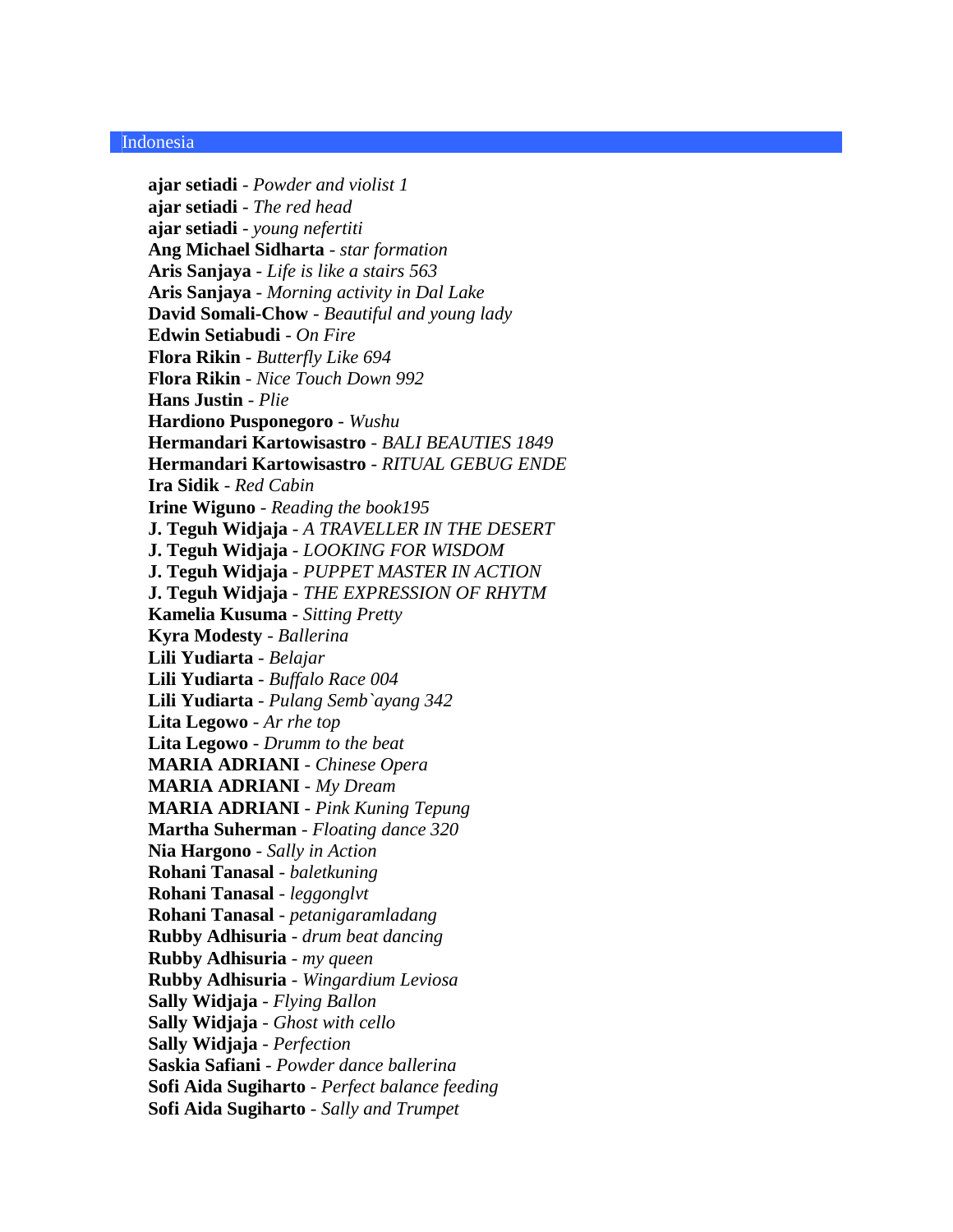## Indonesia

**ajar setiadi** - *Powder and violist 1*
**ajar setiadi** - *The red head*
**ajar setiadi** - *young nefertiti*
**Ang Michael Sidharta** - *star formation*
**Aris Sanjaya** - *Life is like a stairs 563*
**Aris Sanjaya** - *Morning activity in Dal Lake*
**David Somali-Chow** - *Beautiful and young lady*
**Edwin Setiabudi** - *On Fire*
**Flora Rikin** - *Butterfly Like 694*
**Flora Rikin** - *Nice Touch Down 992*
**Hans Justin** - *Plie*
**Hardiono Pusponegoro** - *Wushu*
**Hermandari Kartowisastro** - *BALI BEAUTIES 1849*
**Hermandari Kartowisastro** - *RITUAL GEBUG ENDE*
**Ira Sidik** - *Red Cabin*
**Irine Wiguno** - *Reading the book195*
**J. Teguh Widjaja** - *A TRAVELLER IN THE DESERT*
**J. Teguh Widjaja** - *LOOKING FOR WISDOM*
**J. Teguh Widjaja** - *PUPPET MASTER IN ACTION*
**J. Teguh Widjaja** - *THE EXPRESSION OF RHYTM*
**Kamelia Kusuma** - *Sitting Pretty*
**Kyra Modesty** - *Ballerina*
**Lili Yudiarta** - *Belajar*
**Lili Yudiarta** - *Buffalo Race 004*
**Lili Yudiarta** - *Pulang Semb`ayang 342*
**Lita Legowo** - *Ar rhe top*
**Lita Legowo** - *Drumm to the beat*
**MARIA ADRIANI** - *Chinese Opera*
**MARIA ADRIANI** - *My Dream*
**MARIA ADRIANI** - *Pink Kuning Tepung*
**Martha Suherman** - *Floating dance 320*
**Nia Hargono** - *Sally in Action*
**Rohani Tanasal** - *baletkuning*
**Rohani Tanasal** - *leggonglvt*
**Rohani Tanasal** - *petanigaramladang*
**Rubby Adhisuria** - *drum beat dancing*
**Rubby Adhisuria** - *my queen*
**Rubby Adhisuria** - *Wingardium Leviosa*
**Sally Widjaja** - *Flying Ballon*
**Sally Widjaja** - *Ghost with cello*
**Sally Widjaja** - *Perfection*
**Saskia Safiani** - *Powder dance ballerina*
**Sofi Aida Sugiharto** - *Perfect balance feeding*
**Sofi Aida Sugiharto** - *Sally and Trumpet*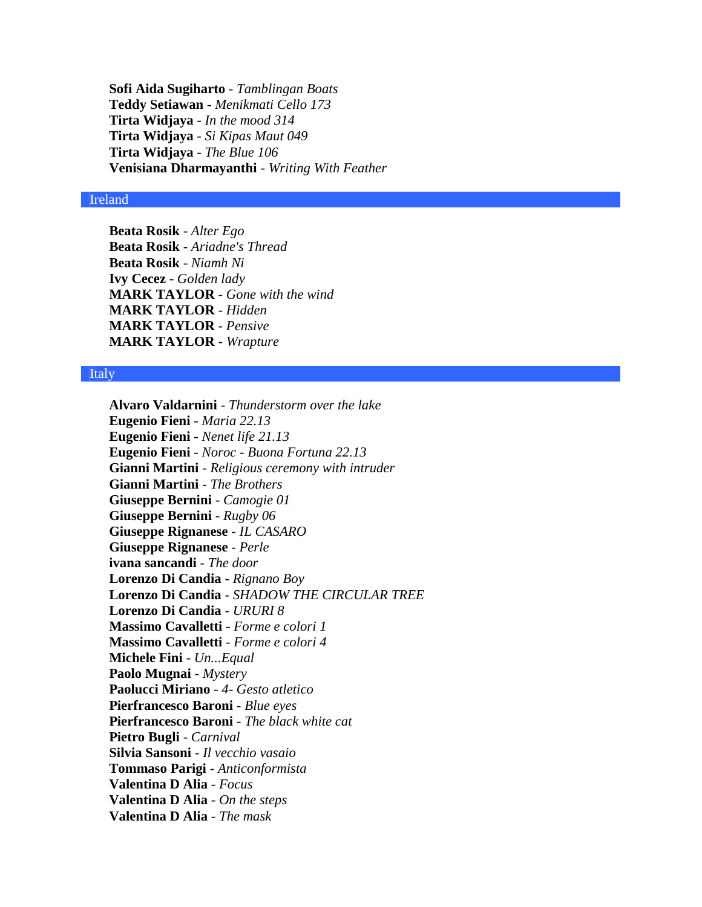**Sofi Aida Sugiharto** - *Tamblingan Boats*
**Teddy Setiawan** - *Menikmati Cello 173*
**Tirta Widjaya** - *In the mood 314*
**Tirta Widjaya** - *Si Kipas Maut 049*
**Tirta Widjaya** - *The Blue 106*
**Venisiana Dharmayanthi** - *Writing With Feather*

## Ireland

**Beata Rosik** - *Alter Ego*
**Beata Rosik** - *Ariadne's Thread*
**Beata Rosik** - *Niamh Ni*
**Ivy Cecez** - *Golden lady*
**MARK TAYLOR** - *Gone with the wind*
**MARK TAYLOR** - *Hidden*
**MARK TAYLOR** - *Pensive*
**MARK TAYLOR** - *Wrapture*

## Italy

**Alvaro Valdarnini** - *Thunderstorm over the lake*
**Eugenio Fieni** - *Maria 22.13*
**Eugenio Fieni** - *Nenet life 21.13*
**Eugenio Fieni** - *Noroc - Buona Fortuna 22.13*
**Gianni Martini** - *Religious ceremony with intruder*
**Gianni Martini** - *The Brothers*
**Giuseppe Bernini** - *Camogie 01*
**Giuseppe Bernini** - *Rugby 06*
**Giuseppe Rignanese** - *IL CASARO*
**Giuseppe Rignanese** - *Perle*
**ivana sancandi** - *The door*
**Lorenzo Di Candia** - *Rignano Boy*
**Lorenzo Di Candia** - *SHADOW THE CIRCULAR TREE*
**Lorenzo Di Candia** - *URURI 8*
**Massimo Cavalletti** - *Forme e colori 1*
**Massimo Cavalletti** - *Forme e colori 4*
**Michele Fini** - *Un...Equal*
**Paolo Mugnai** - *Mystery*
**Paolucci Miriano** - *4- Gesto atletico*
**Pierfrancesco Baroni** - *Blue eyes*
**Pierfrancesco Baroni** - *The black white cat*
**Pietro Bugli** - *Carnival*
**Silvia Sansoni** - *Il vecchio vasaio*
**Tommaso Parigi** - *Anticonformista*
**Valentina D Alia** - *Focus*
**Valentina D Alia** - *On the steps*
**Valentina D Alia** - *The mask*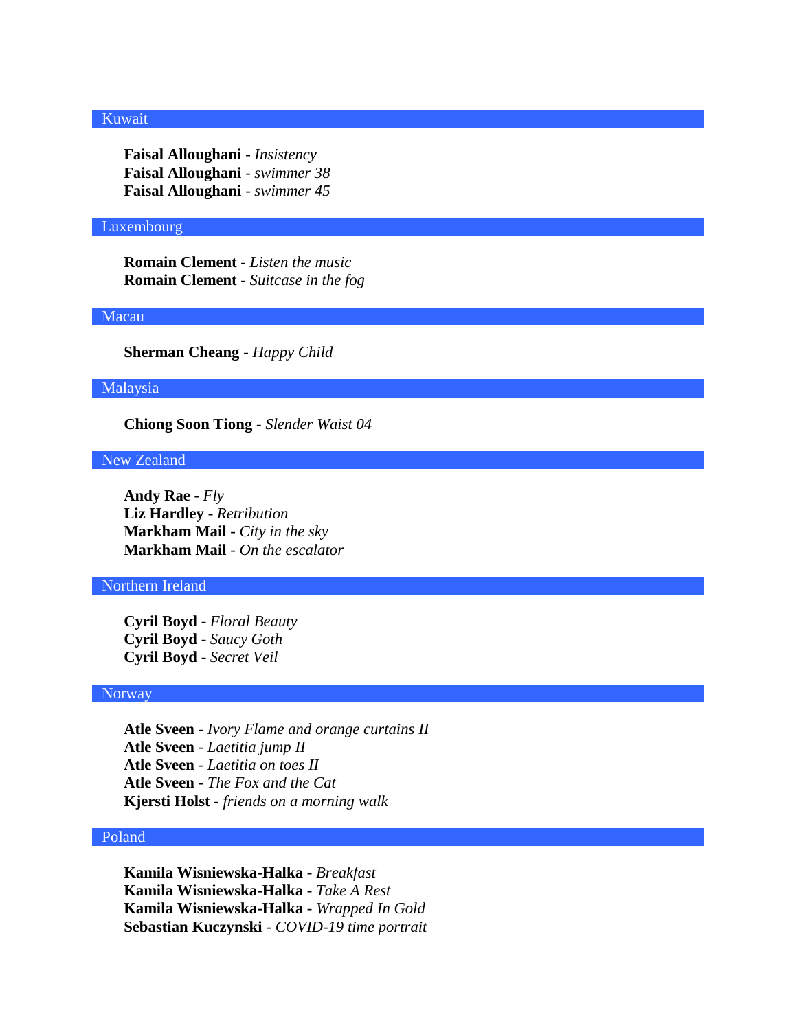## Kuwait

**Faisal Alloughani** - *Insistency*
**Faisal Alloughani** - *swimmer 38*
**Faisal Alloughani** - *swimmer 45*

## Luxembourg

**Romain Clement** - *Listen the music*
**Romain Clement** - *Suitcase in the fog*

## Macau

**Sherman Cheang** - *Happy Child*

## Malaysia

**Chiong Soon Tiong** - *Slender Waist 04*

## New Zealand

**Andy Rae** - *Fly*
**Liz Hardley** - *Retribution*
**Markham Mail** - *City in the sky*
**Markham Mail** - *On the escalator*

## Northern Ireland

**Cyril Boyd** - *Floral Beauty*
**Cyril Boyd** - *Saucy Goth*
**Cyril Boyd** - *Secret Veil*

## Norway

**Atle Sveen** - *Ivory Flame and orange curtains II*
**Atle Sveen** - *Laetitia jump II*
**Atle Sveen** - *Laetitia on toes II*
**Atle Sveen** - *The Fox and the Cat*
**Kjersti Holst** - *friends on a morning walk*

## Poland

**Kamila Wisniewska-Halka** - *Breakfast*
**Kamila Wisniewska-Halka** - *Take A Rest*
**Kamila Wisniewska-Halka** - *Wrapped In Gold*
**Sebastian Kuczynski** - *COVID-19 time portrait*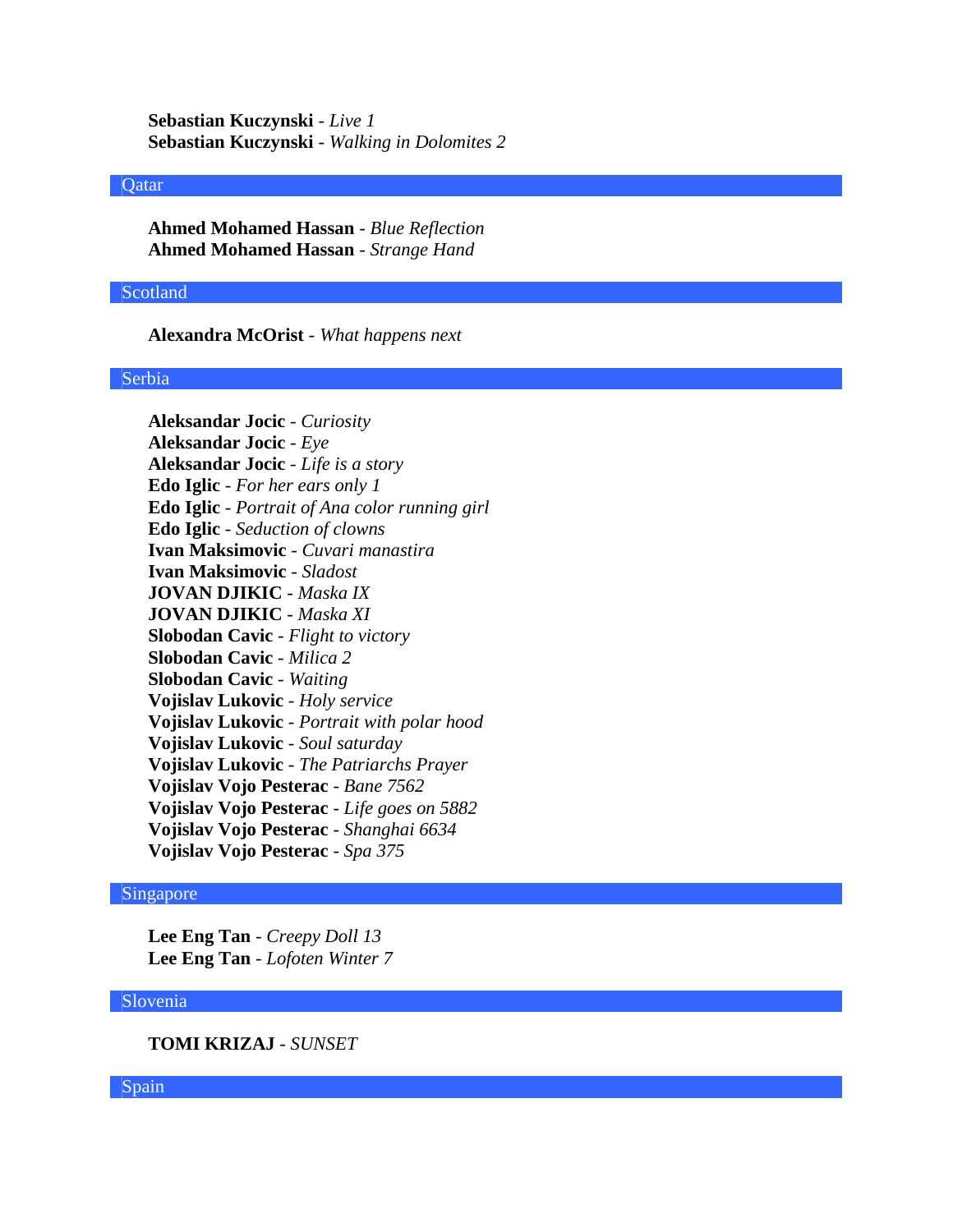**Sebastian Kuczynski** - *Live 1*
**Sebastian Kuczynski** - *Walking in Dolomites 2*

## Qatar

**Ahmed Mohamed Hassan** - *Blue Reflection*
**Ahmed Mohamed Hassan** - *Strange Hand*

## Scotland

**Alexandra McOrist** - *What happens next*

## Serbia

**Aleksandar Jocic** - *Curiosity*
**Aleksandar Jocic** - *Eye*
**Aleksandar Jocic** - *Life is a story*
**Edo Iglic** - *For her ears only 1*
**Edo Iglic** - *Portrait of Ana color running girl*
**Edo Iglic** - *Seduction of clowns*
**Ivan Maksimovic** - *Cuvari manastira*
**Ivan Maksimovic** - *Sladost*
**JOVAN DJIKIC** - *Maska IX*
**JOVAN DJIKIC** - *Maska XI*
**Slobodan Cavic** - *Flight to victory*
**Slobodan Cavic** - *Milica 2*
**Slobodan Cavic** - *Waiting*
**Vojislav Lukovic** - *Holy service*
**Vojislav Lukovic** - *Portrait with polar hood*
**Vojislav Lukovic** - *Soul saturday*
**Vojislav Lukovic** - *The Patriarchs Prayer*
**Vojislav Vojo Pesterac** - *Bane 7562*
**Vojislav Vojo Pesterac** - *Life goes on 5882*
**Vojislav Vojo Pesterac** - *Shanghai 6634*
**Vojislav Vojo Pesterac** - *Spa 375*

## Singapore

**Lee Eng Tan** - *Creepy Doll 13*
**Lee Eng Tan** - *Lofoten Winter 7*

## Slovenia

**TOMI KRIZAJ** - *SUNSET*

## Spain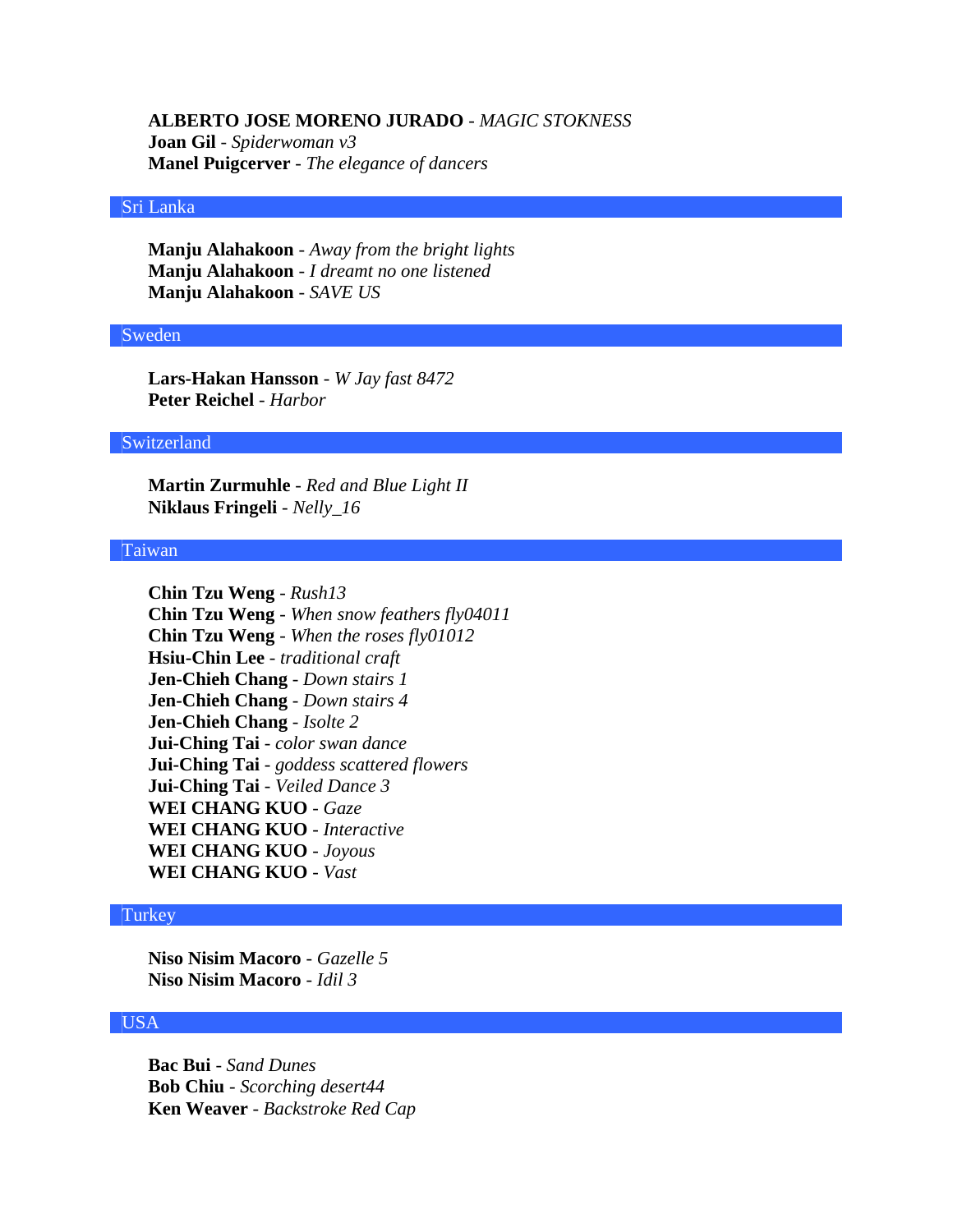**ALBERTO JOSE MORENO JURADO** - *MAGIC STOKNESS*
**Joan Gil** - *Spiderwoman v3*
**Manel Puigcerver** - *The elegance of dancers*

## Sri Lanka

**Manju Alahakoon** - *Away from the bright lights*
**Manju Alahakoon** - *I dreamt no one listened*
**Manju Alahakoon** - *SAVE US*

## Sweden

**Lars-Hakan Hansson** - *W Jay fast 8472*
**Peter Reichel** - *Harbor*

## Switzerland

**Martin Zurmuhle** - *Red and Blue Light II*
**Niklaus Fringeli** - *Nelly_16*

## Taiwan

**Chin Tzu Weng** - *Rush13*
**Chin Tzu Weng** - *When snow feathers fly04011*
**Chin Tzu Weng** - *When the roses fly01012*
**Hsiu-Chin Lee** - *traditional craft*
**Jen-Chieh Chang** - *Down stairs 1*
**Jen-Chieh Chang** - *Down stairs 4*
**Jen-Chieh Chang** - *Isolte 2*
**Jui-Ching Tai** - *color swan dance*
**Jui-Ching Tai** - *goddess scattered flowers*
**Jui-Ching Tai** - *Veiled Dance 3*
**WEI CHANG KUO** - *Gaze*
**WEI CHANG KUO** - *Interactive*
**WEI CHANG KUO** - *Joyous*
**WEI CHANG KUO** - *Vast*

## Turkey

**Niso Nisim Macoro** - *Gazelle 5*
**Niso Nisim Macoro** - *Idil 3*

## USA

**Bac Bui** - *Sand Dunes*
**Bob Chiu** - *Scorching desert44*
**Ken Weaver** - *Backstroke Red Cap*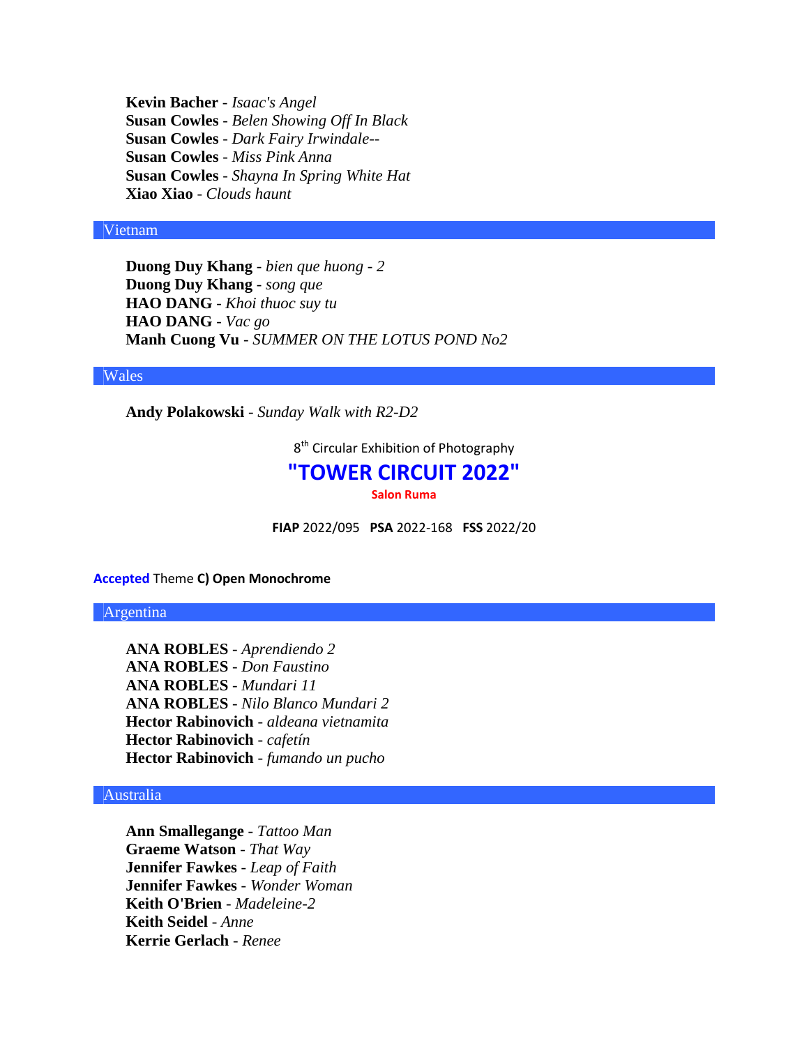**Kevin Bacher** - *Isaac's Angel*
**Susan Cowles** - *Belen Showing Off In Black*
**Susan Cowles** - *Dark Fairy Irwindale--*
**Susan Cowles** - *Miss Pink Anna*
**Susan Cowles** - *Shayna In Spring White Hat*
**Xiao Xiao** - *Clouds haunt*

## Vietnam

**Duong Duy Khang** - *bien que huong - 2*
**Duong Duy Khang** - *song que*
**HAO DANG** - *Khoi thuoc suy tu*
**HAO DANG** - *Vac go*
**Manh Cuong Vu** - *SUMMER ON THE LOTUS POND No2*

## Wales

**Andy Polakowski** - *Sunday Walk with R2-D2*

8th Circular Exhibition of Photography

# "TOWER CIRCUIT 2022"

**Salon Ruma**

**FIAP** 2022/095 **PSA** 2022-168 **FSS** 2022/20

**Accepted** Theme **C) Open Monochrome**

## Argentina

**ANA ROBLES** - *Aprendiendo 2*
**ANA ROBLES** - *Don Faustino*
**ANA ROBLES** - *Mundari 11*
**ANA ROBLES** - *Nilo Blanco Mundari 2*
**Hector Rabinovich** - *aldeana vietnamita*
**Hector Rabinovich** - *cafetín*
**Hector Rabinovich** - *fumando un pucho*

## Australia

**Ann Smallegange** - *Tattoo Man*
**Graeme Watson** - *That Way*
**Jennifer Fawkes** - *Leap of Faith*
**Jennifer Fawkes** - *Wonder Woman*
**Keith O'Brien** - *Madeleine-2*
**Keith Seidel** - *Anne*
**Kerrie Gerlach** - *Renee*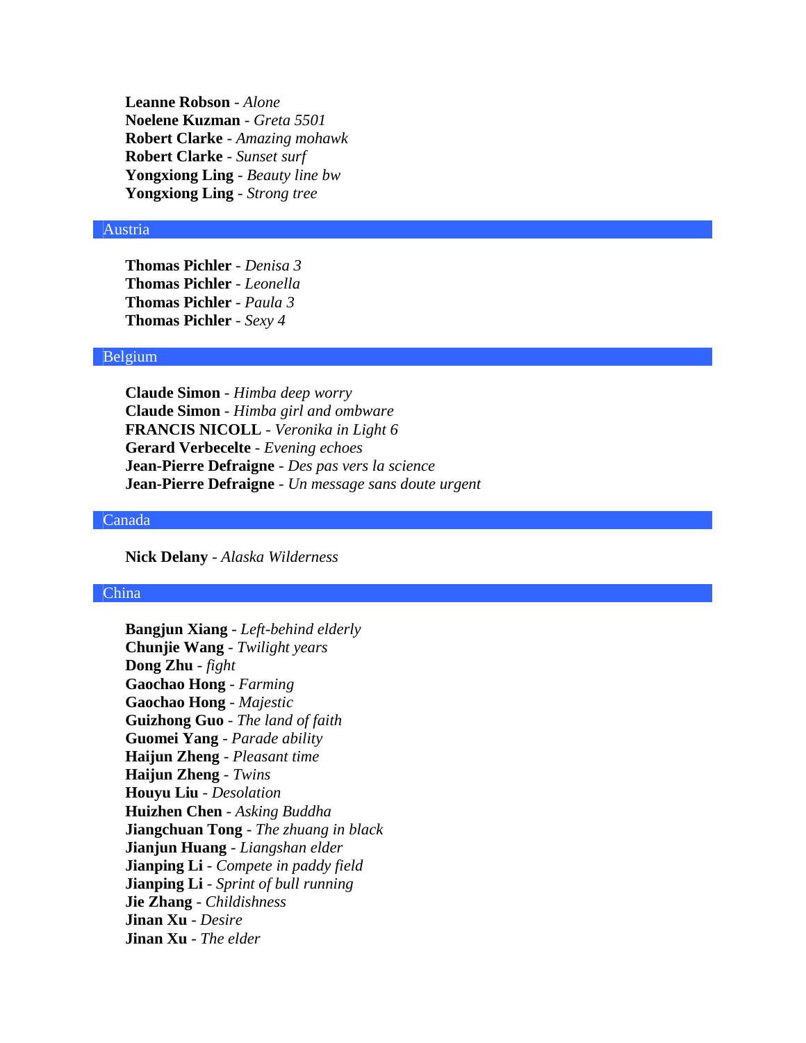**Leanne Robson** - *Alone*
**Noelene Kuzman** - *Greta 5501*
**Robert Clarke** - *Amazing mohawk*
**Robert Clarke** - *Sunset surf*
**Yongxiong Ling** - *Beauty line bw*
**Yongxiong Ling** - *Strong tree*

## Austria

**Thomas Pichler** - *Denisa 3*
**Thomas Pichler** - *Leonella*
**Thomas Pichler** - *Paula 3*
**Thomas Pichler** - *Sexy 4*

## Belgium

**Claude Simon** - *Himba deep worry*
**Claude Simon** - *Himba girl and ombware*
**FRANCIS NICOLL** - *Veronika in Light 6*
**Gerard Verbecelte** - *Evening echoes*
**Jean-Pierre Defraigne** - *Des pas vers la science*
**Jean-Pierre Defraigne** - *Un message sans doute urgent*

## Canada

**Nick Delany** - *Alaska Wilderness*

## China

**Bangjun Xiang** - *Left-behind elderly*
**Chunjie Wang** - *Twilight years*
**Dong Zhu** - *fight*
**Gaochao Hong** - *Farming*
**Gaochao Hong** - *Majestic*
**Guizhong Guo** - *The land of faith*
**Guomei Yang** - *Parade ability*
**Haijun Zheng** - *Pleasant time*
**Haijun Zheng** - *Twins*
**Houyu Liu** - *Desolation*
**Huizhen Chen** - *Asking Buddha*
**Jiangchuan Tong** - *The zhuang in black*
**Jianjun Huang** - *Liangshan elder*
**Jianping Li** - *Compete in paddy field*
**Jianping Li** - *Sprint of bull running*
**Jie Zhang** - *Childishness*
**Jinan Xu** - *Desire*
**Jinan Xu** - *The elder*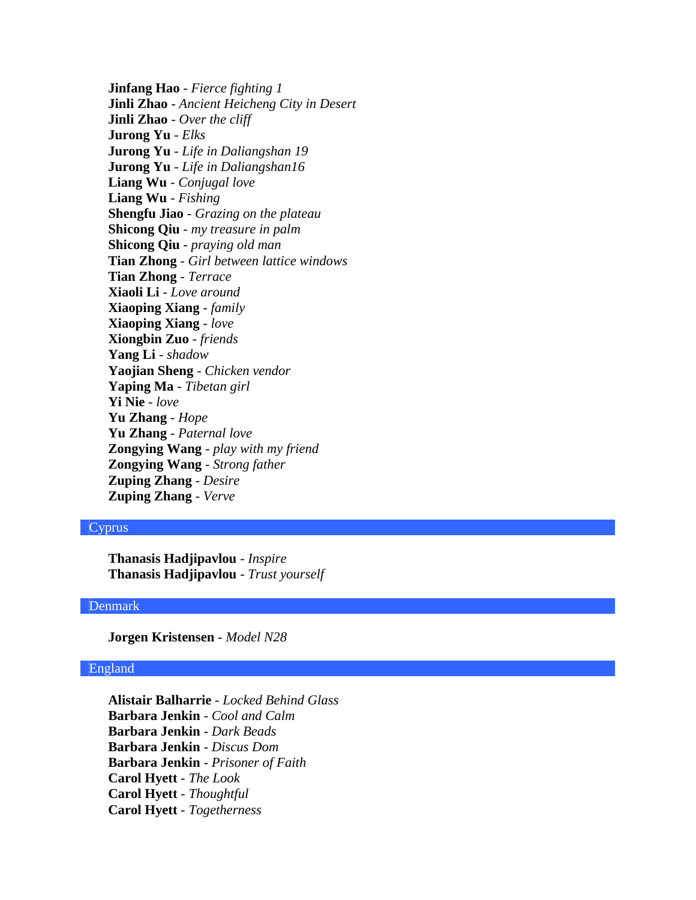**Jinfang Hao** - *Fierce fighting 1*
**Jinli Zhao** - *Ancient Heicheng City in Desert*
**Jinli Zhao** - *Over the cliff*
**Jurong Yu** - *Elks*
**Jurong Yu** - *Life in Daliangshan 19*
**Jurong Yu** - *Life in Daliangshan16*
**Liang Wu** - *Conjugal love*
**Liang Wu** - *Fishing*
**Shengfu Jiao** - *Grazing on the plateau*
**Shicong Qiu** - *my treasure in palm*
**Shicong Qiu** - *praying old man*
**Tian Zhong** - *Girl between lattice windows*
**Tian Zhong** - *Terrace*
**Xiaoli Li** - *Love around*
**Xiaoping Xiang** - *family*
**Xiaoping Xiang** - *love*
**Xiongbin Zuo** - *friends*
**Yang Li** - *shadow*
**Yaojian Sheng** - *Chicken vendor*
**Yaping Ma** - *Tibetan girl*
**Yi Nie** - *love*
**Yu Zhang** - *Hope*
**Yu Zhang** - *Paternal love*
**Zongying Wang** - *play with my friend*
**Zongying Wang** - *Strong father*
**Zuping Zhang** - *Desire*
**Zuping Zhang** - *Verve*

## Cyprus

**Thanasis Hadjipavlou** - *Inspire*
**Thanasis Hadjipavlou** - *Trust yourself*

## Denmark

**Jorgen Kristensen** - *Model N28*

## England

**Alistair Balharrie** - *Locked Behind Glass*
**Barbara Jenkin** - *Cool and Calm*
**Barbara Jenkin** - *Dark Beads*
**Barbara Jenkin** - *Discus Dom*
**Barbara Jenkin** - *Prisoner of Faith*
**Carol Hyett** - *The Look*
**Carol Hyett** - *Thoughtful*
**Carol Hyett** - *Togetherness*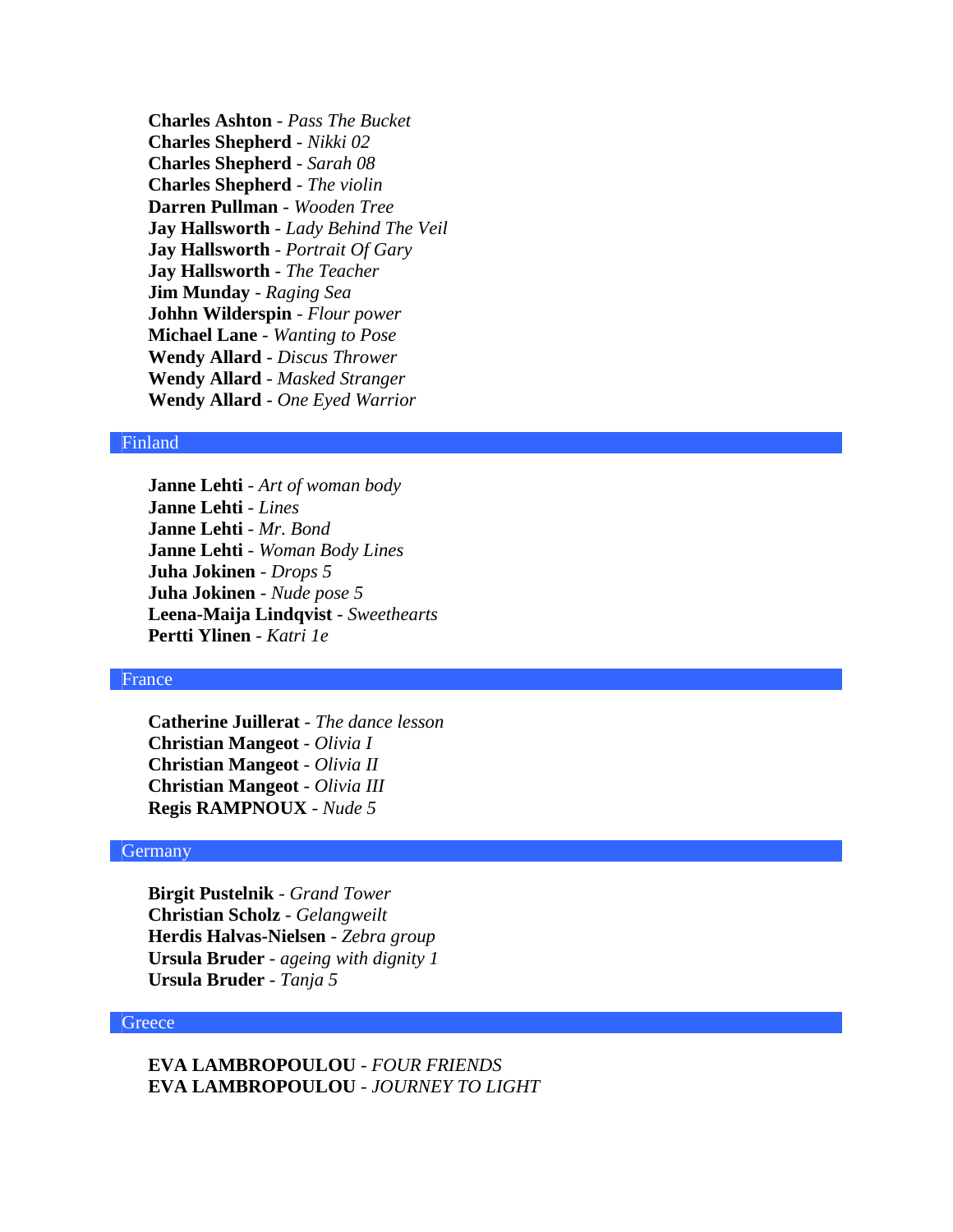**Charles Ashton** - *Pass The Bucket*
**Charles Shepherd** - *Nikki 02*
**Charles Shepherd** - *Sarah 08*
**Charles Shepherd** - *The violin*
**Darren Pullman** - *Wooden Tree*
**Jay Hallsworth** - *Lady Behind The Veil*
**Jay Hallsworth** - *Portrait Of Gary*
**Jay Hallsworth** - *The Teacher*
**Jim Munday** - *Raging Sea*
**Johhn Wilderspin** - *Flour power*
**Michael Lane** - *Wanting to Pose*
**Wendy Allard** - *Discus Thrower*
**Wendy Allard** - *Masked Stranger*
**Wendy Allard** - *One Eyed Warrior*

## Finland

**Janne Lehti** - *Art of woman body*
**Janne Lehti** - *Lines*
**Janne Lehti** - *Mr. Bond*
**Janne Lehti** - *Woman Body Lines*
**Juha Jokinen** - *Drops 5*
**Juha Jokinen** - *Nude pose 5*
**Leena-Maija Lindqvist** - *Sweethearts*
**Pertti Ylinen** - *Katri 1e*

## France

**Catherine Juillerat** - *The dance lesson*
**Christian Mangeot** - *Olivia I*
**Christian Mangeot** - *Olivia II*
**Christian Mangeot** - *Olivia III*
**Regis RAMPNOUX** - *Nude 5*

## Germany

**Birgit Pustelnik** - *Grand Tower*
**Christian Scholz** - *Gelangweilt*
**Herdis Halvas-Nielsen** - *Zebra group*
**Ursula Bruder** - *ageing with dignity 1*
**Ursula Bruder** - *Tanja 5*

## Greece

**EVA LAMBROPOULOU** - *FOUR FRIENDS*
**EVA LAMBROPOULOU** - *JOURNEY TO LIGHT*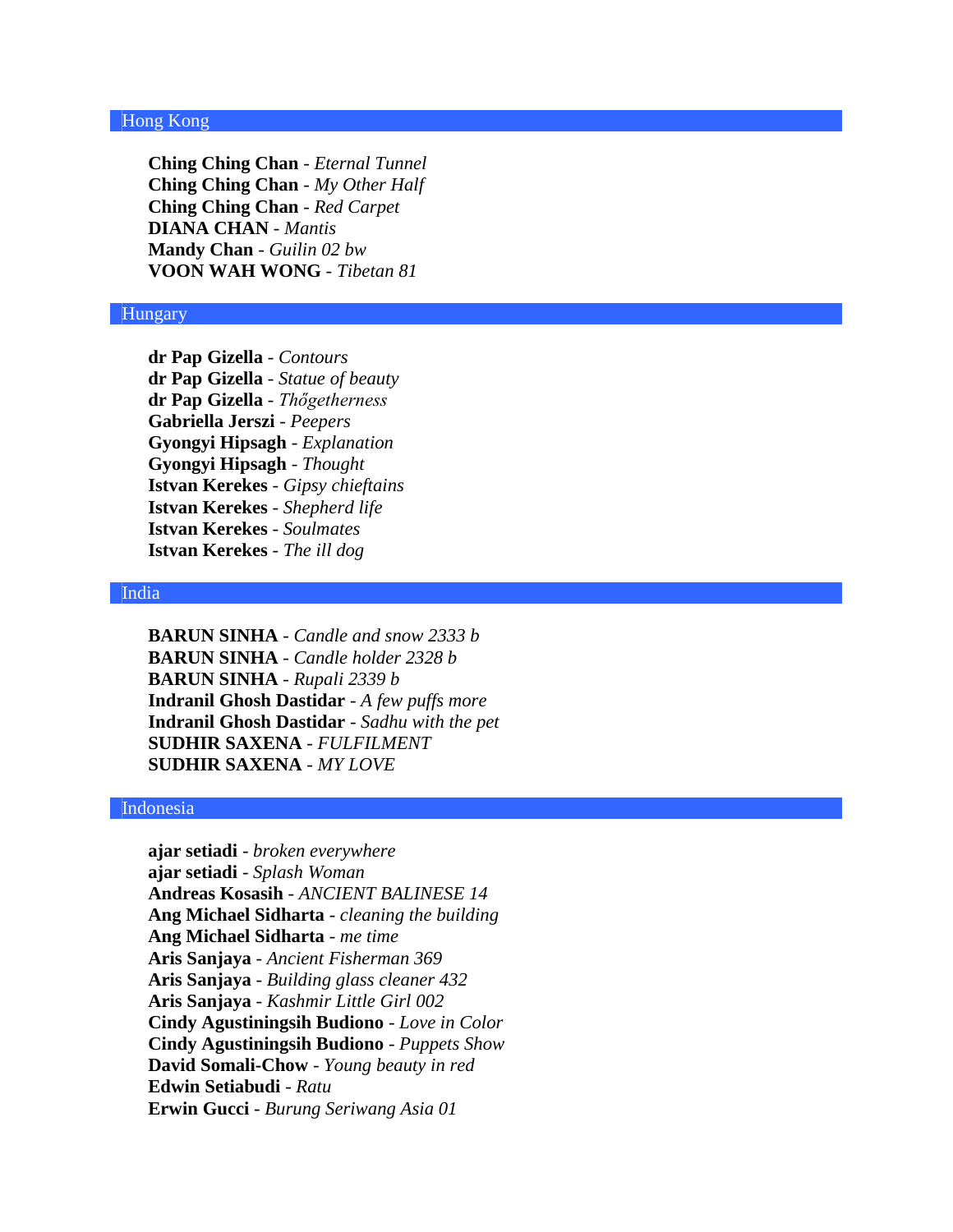## Hong Kong

**Ching Ching Chan** - *Eternal Tunnel*
**Ching Ching Chan** - *My Other Half*
**Ching Ching Chan** - *Red Carpet*
**DIANA CHAN** - *Mantis*
**Mandy Chan** - *Guilin 02 bw*
**VOON WAH WONG** - *Tibetan 81*

## Hungary

**dr Pap Gizella** - *Contours*
**dr Pap Gizella** - *Statue of beauty*
**dr Pap Gizella** - *Thőgetherness*
**Gabriella Jerszi** - *Peepers*
**Gyongyi Hipsagh** - *Explanation*
**Gyongyi Hipsagh** - *Thought*
**Istvan Kerekes** - *Gipsy chieftains*
**Istvan Kerekes** - *Shepherd life*
**Istvan Kerekes** - *Soulmates*
**Istvan Kerekes** - *The ill dog*

## India

**BARUN SINHA** - *Candle and snow 2333 b*
**BARUN SINHA** - *Candle holder 2328 b*
**BARUN SINHA** - *Rupali 2339 b*
**Indranil Ghosh Dastidar** - *A few puffs more*
**Indranil Ghosh Dastidar** - *Sadhu with the pet*
**SUDHIR SAXENA** - *FULFILMENT*
**SUDHIR SAXENA** - *MY LOVE*

## Indonesia

**ajar setiadi** - *broken everywhere*
**ajar setiadi** - *Splash Woman*
**Andreas Kosasih** - *ANCIENT BALINESE 14*
**Ang Michael Sidharta** - *cleaning the building*
**Ang Michael Sidharta** - *me time*
**Aris Sanjaya** - *Ancient Fisherman 369*
**Aris Sanjaya** - *Building glass cleaner 432*
**Aris Sanjaya** - *Kashmir Little Girl 002*
**Cindy Agustiningsih Budiono** - *Love in Color*
**Cindy Agustiningsih Budiono** - *Puppets Show*
**David Somali-Chow** - *Young beauty in red*
**Edwin Setiabudi** - *Ratu*
**Erwin Gucci** - *Burung Seriwang Asia 01*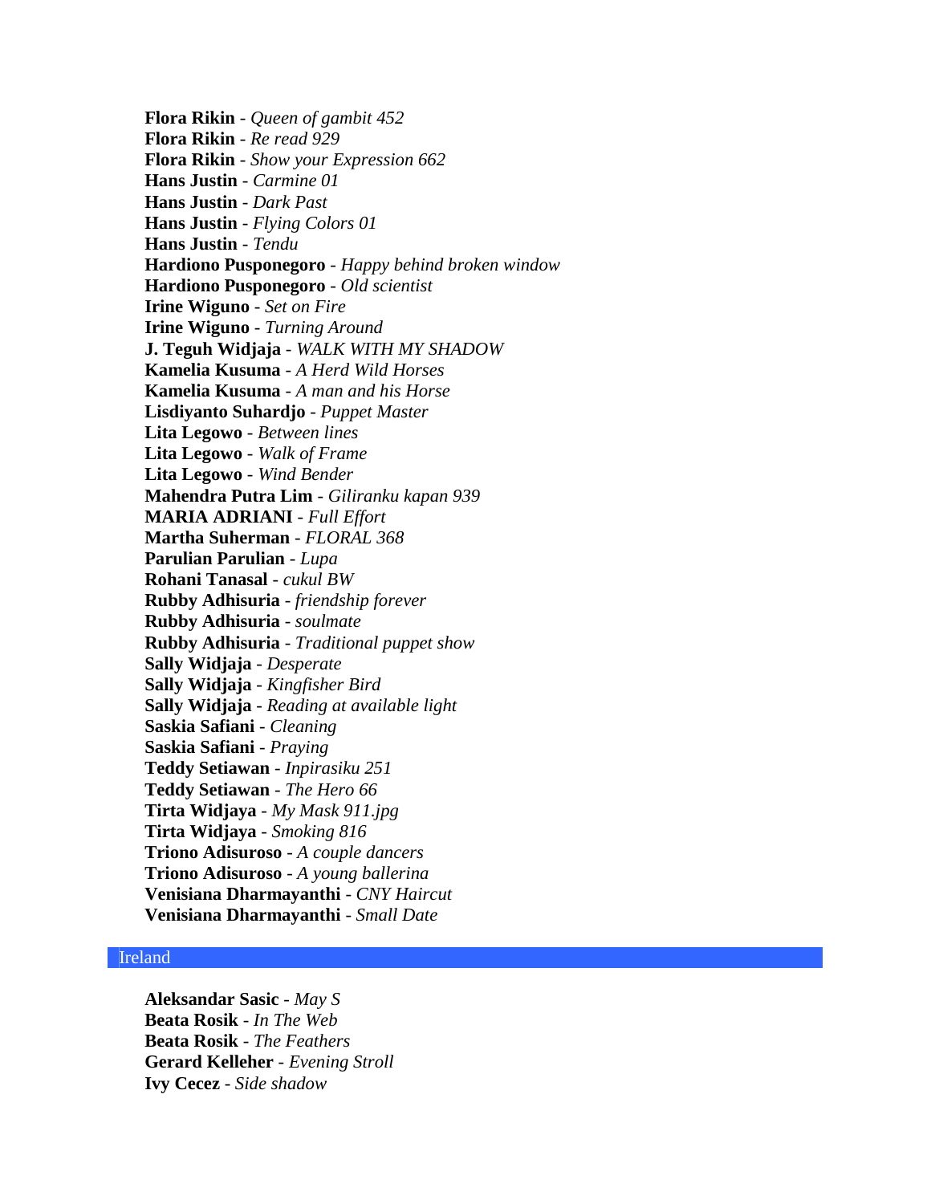**Flora Rikin** - *Queen of gambit 452*
**Flora Rikin** - *Re read 929*
**Flora Rikin** - *Show your Expression 662*
**Hans Justin** - *Carmine 01*
**Hans Justin** - *Dark Past*
**Hans Justin** - *Flying Colors 01*
**Hans Justin** - *Tendu*
**Hardiono Pusponegoro** - *Happy behind broken window*
**Hardiono Pusponegoro** - *Old scientist*
**Irine Wiguno** - *Set on Fire*
**Irine Wiguno** - *Turning Around*
**J. Teguh Widjaja** - *WALK WITH MY SHADOW*
**Kamelia Kusuma** - *A Herd Wild Horses*
**Kamelia Kusuma** - *A man and his Horse*
**Lisdiyanto Suhardjo** - *Puppet Master*
**Lita Legowo** - *Between lines*
**Lita Legowo** - *Walk of Frame*
**Lita Legowo** - *Wind Bender*
**Mahendra Putra Lim** - *Giliranku kapan 939*
**MARIA ADRIANI** - *Full Effort*
**Martha Suherman** - *FLORAL 368*
**Parulian Parulian** - *Lupa*
**Rohani Tanasal** - *cukul BW*
**Rubby Adhisuria** - *friendship forever*
**Rubby Adhisuria** - *soulmate*
**Rubby Adhisuria** - *Traditional puppet show*
**Sally Widjaja** - *Desperate*
**Sally Widjaja** - *Kingfisher Bird*
**Sally Widjaja** - *Reading at available light*
**Saskia Safiani** - *Cleaning*
**Saskia Safiani** - *Praying*
**Teddy Setiawan** - *Inpirasiku 251*
**Teddy Setiawan** - *The Hero 66*
**Tirta Widjaya** - *My Mask 911.jpg*
**Tirta Widjaya** - *Smoking 816*
**Triono Adisuroso** - *A couple dancers*
**Triono Adisuroso** - *A young ballerina*
**Venisiana Dharmayanthi** - *CNY Haircut*
**Venisiana Dharmayanthi** - *Small Date*

## Ireland

**Aleksandar Sasic** - *May S*
**Beata Rosik** - *In The Web*
**Beata Rosik** - *The Feathers*
**Gerard Kelleher** - *Evening Stroll*
**Ivy Cecez** - *Side shadow*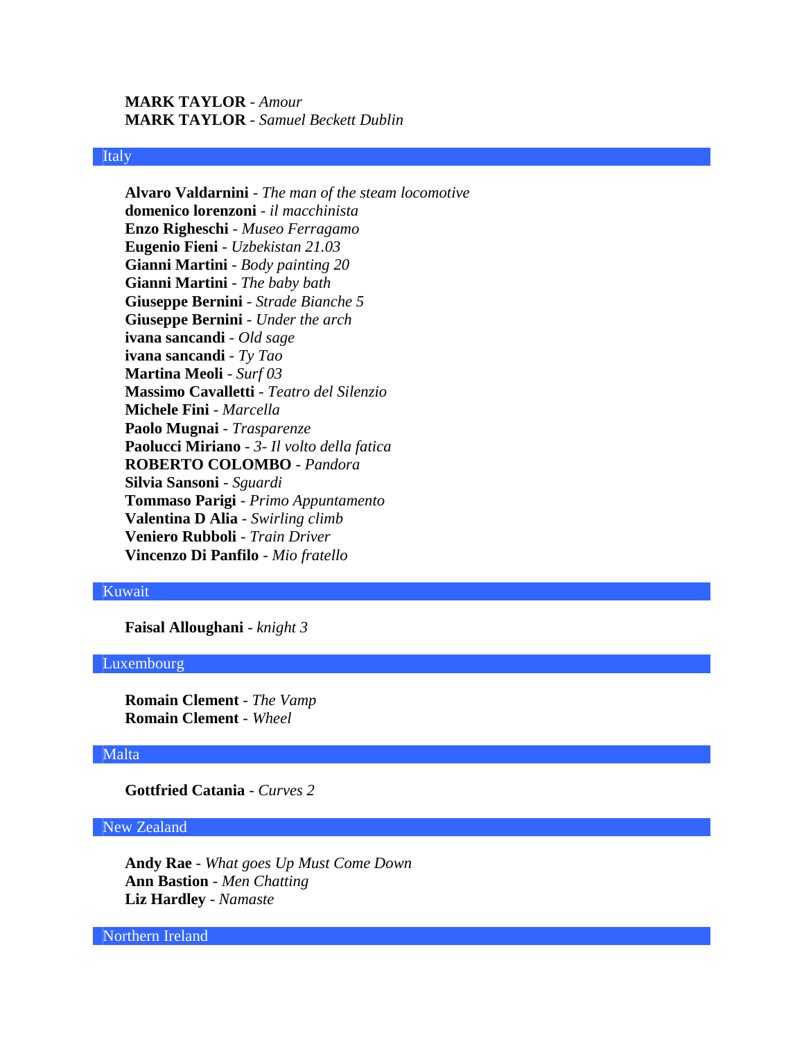**MARK TAYLOR** - *Amour*
**MARK TAYLOR** - *Samuel Beckett Dublin*

## Italy

**Alvaro Valdarnini** - *The man of the steam locomotive*
**domenico lorenzoni** - *il macchinista*
**Enzo Righeschi** - *Museo Ferragamo*
**Eugenio Fieni** - *Uzbekistan 21.03*
**Gianni Martini** - *Body painting 20*
**Gianni Martini** - *The baby bath*
**Giuseppe Bernini** - *Strade Bianche 5*
**Giuseppe Bernini** - *Under the arch*
**ivana sancandi** - *Old sage*
**ivana sancandi** - *Ty Tao*
**Martina Meoli** - *Surf 03*
**Massimo Cavalletti** - *Teatro del Silenzio*
**Michele Fini** - *Marcella*
**Paolo Mugnai** - *Trasparenze*
**Paolucci Miriano** - *3- Il volto della fatica*
**ROBERTO COLOMBO** - *Pandora*
**Silvia Sansoni** - *Sguardi*
**Tommaso Parigi** - *Primo Appuntamento*
**Valentina D Alia** - *Swirling climb*
**Veniero Rubboli** - *Train Driver*
**Vincenzo Di Panfilo** - *Mio fratello*

## Kuwait

**Faisal Alloughani** - *knight 3*

## Luxembourg

**Romain Clement** - *The Vamp*
**Romain Clement** - *Wheel*

## Malta

**Gottfried Catania** - *Curves 2*

## New Zealand

**Andy Rae** - *What goes Up Must Come Down*
**Ann Bastion** - *Men Chatting*
**Liz Hardley** - *Namaste*

## Northern Ireland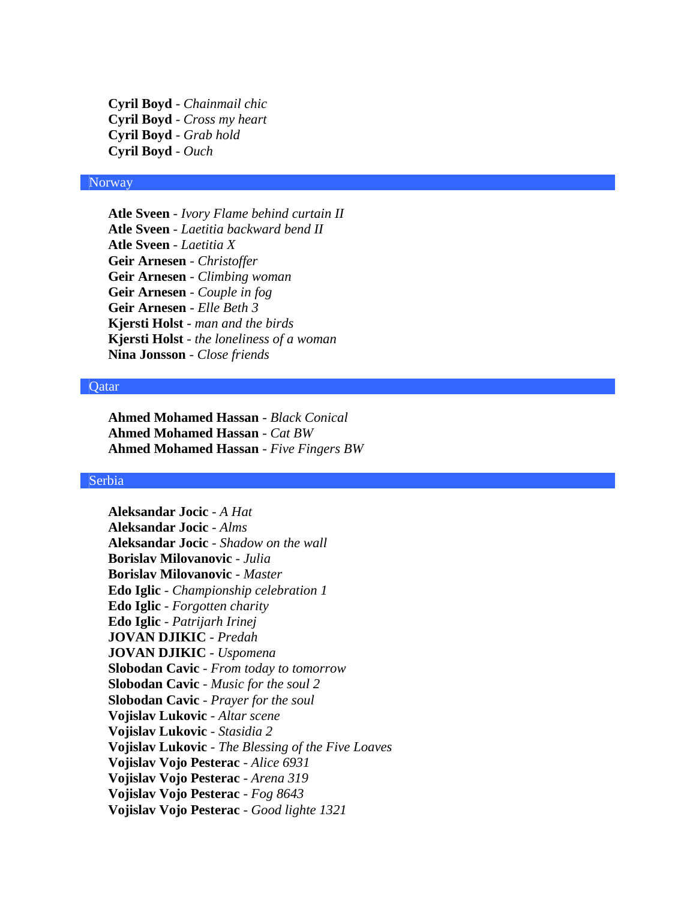**Cyril Boyd** - *Chainmail chic*
**Cyril Boyd** - *Cross my heart*
**Cyril Boyd** - *Grab hold*
**Cyril Boyd** - *Ouch*

## Norway

**Atle Sveen** - *Ivory Flame behind curtain II*
**Atle Sveen** - *Laetitia backward bend II*
**Atle Sveen** - *Laetitia X*
**Geir Arnesen** - *Christoffer*
**Geir Arnesen** - *Climbing woman*
**Geir Arnesen** - *Couple in fog*
**Geir Arnesen** - *Elle Beth 3*
**Kjersti Holst** - *man and the birds*
**Kjersti Holst** - *the loneliness of a woman*
**Nina Jonsson** - *Close friends*

## Qatar

**Ahmed Mohamed Hassan** - *Black Conical*
**Ahmed Mohamed Hassan** - *Cat BW*
**Ahmed Mohamed Hassan** - *Five Fingers BW*

## Serbia

**Aleksandar Jocic** - *A Hat*
**Aleksandar Jocic** - *Alms*
**Aleksandar Jocic** - *Shadow on the wall*
**Borislav Milovanovic** - *Julia*
**Borislav Milovanovic** - *Master*
**Edo Iglic** - *Championship celebration 1*
**Edo Iglic** - *Forgotten charity*
**Edo Iglic** - *Patrijarh Irinej*
**JOVAN DJIKIC** - *Predah*
**JOVAN DJIKIC** - *Uspomena*
**Slobodan Cavic** - *From today to tomorrow*
**Slobodan Cavic** - *Music for the soul 2*
**Slobodan Cavic** - *Prayer for the soul*
**Vojislav Lukovic** - *Altar scene*
**Vojislav Lukovic** - *Stasidia 2*
**Vojislav Lukovic** - *The Blessing of the Five Loaves*
**Vojislav Vojo Pesterac** - *Alice 6931*
**Vojislav Vojo Pesterac** - *Arena 319*
**Vojislav Vojo Pesterac** - *Fog 8643*
**Vojislav Vojo Pesterac** - *Good lighte 1321*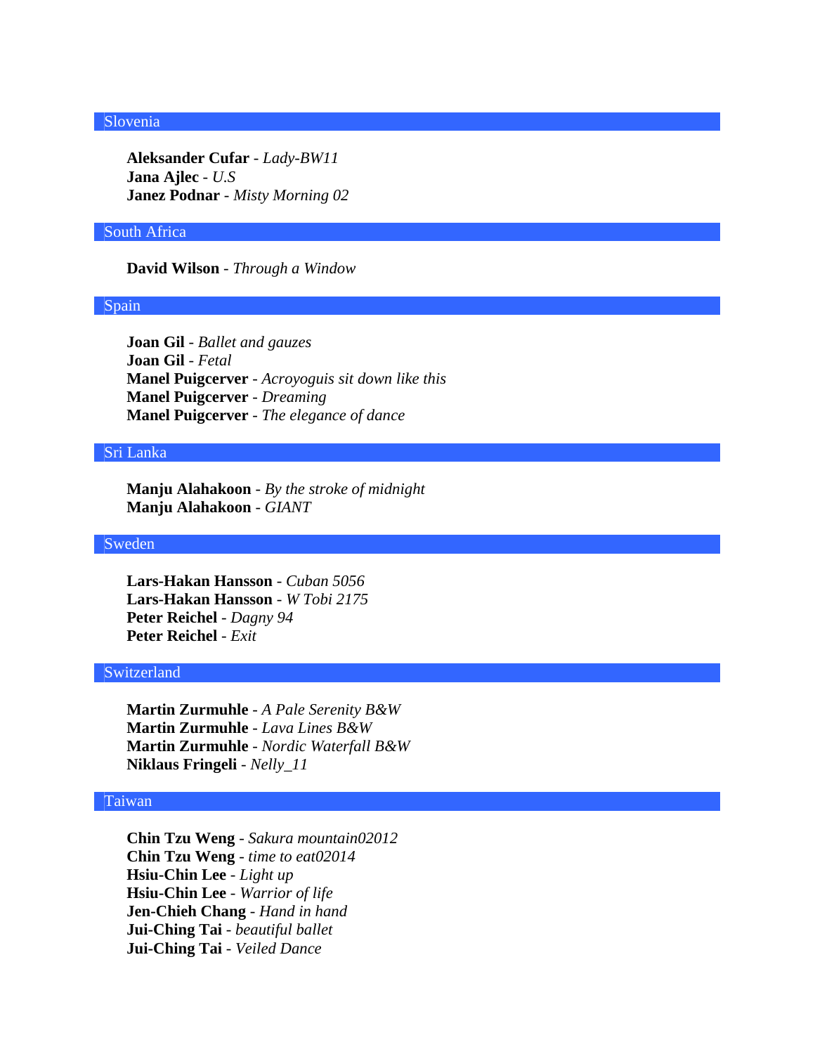## Slovenia

**Aleksander Cufar** - *Lady-BW11*
**Jana Ajlec** - *U.S*
**Janez Podnar** - *Misty Morning 02*

## South Africa

**David Wilson** - *Through a Window*

## Spain

**Joan Gil** - *Ballet and gauzes*
**Joan Gil** - *Fetal*
**Manel Puigcerver** - *Acroyoguis sit down like this*
**Manel Puigcerver** - *Dreaming*
**Manel Puigcerver** - *The elegance of dance*

## Sri Lanka

**Manju Alahakoon** - *By the stroke of midnight*
**Manju Alahakoon** - *GIANT*

## Sweden

**Lars-Hakan Hansson** - *Cuban 5056*
**Lars-Hakan Hansson** - *W Tobi 2175*
**Peter Reichel** - *Dagny 94*
**Peter Reichel** - *Exit*

## Switzerland

**Martin Zurmuhle** - *A Pale Serenity B&W*
**Martin Zurmuhle** - *Lava Lines B&W*
**Martin Zurmuhle** - *Nordic Waterfall B&W*
**Niklaus Fringeli** - *Nelly_11*

## Taiwan

**Chin Tzu Weng** - *Sakura mountain02012*
**Chin Tzu Weng** - *time to eat02014*
**Hsiu-Chin Lee** - *Light up*
**Hsiu-Chin Lee** - *Warrior of life*
**Jen-Chieh Chang** - *Hand in hand*
**Jui-Ching Tai** - *beautiful ballet*
**Jui-Ching Tai** - *Veiled Dance*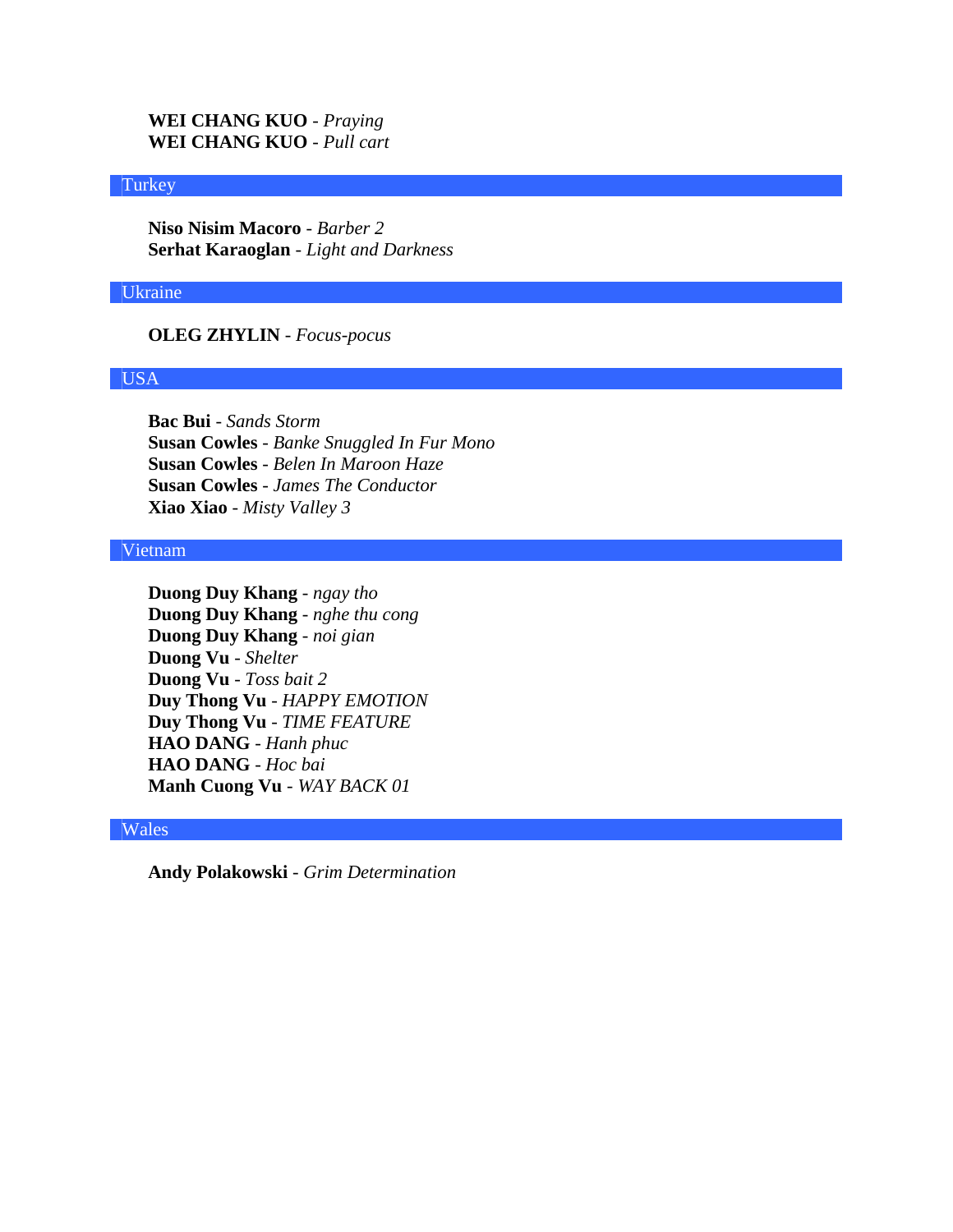**WEI CHANG KUO** - *Praying*
**WEI CHANG KUO** - *Pull cart*

## Turkey

**Niso Nisim Macoro** - *Barber 2*
**Serhat Karaoglan** - *Light and Darkness*

## Ukraine

**OLEG ZHYLIN** - *Focus-pocus*

## USA

**Bac Bui** - *Sands Storm*
**Susan Cowles** - *Banke Snuggled In Fur Mono*
**Susan Cowles** - *Belen In Maroon Haze*
**Susan Cowles** - *James The Conductor*
**Xiao Xiao** - *Misty Valley 3*

## Vietnam

**Duong Duy Khang** - *ngay tho*
**Duong Duy Khang** - *nghe thu cong*
**Duong Duy Khang** - *noi gian*
**Duong Vu** - *Shelter*
**Duong Vu** - *Toss bait 2*
**Duy Thong Vu** - *HAPPY EMOTION*
**Duy Thong Vu** - *TIME FEATURE*
**HAO DANG** - *Hanh phuc*
**HAO DANG** - *Hoc bai*
**Manh Cuong Vu** - *WAY BACK 01*

## Wales

**Andy Polakowski** - *Grim Determination*